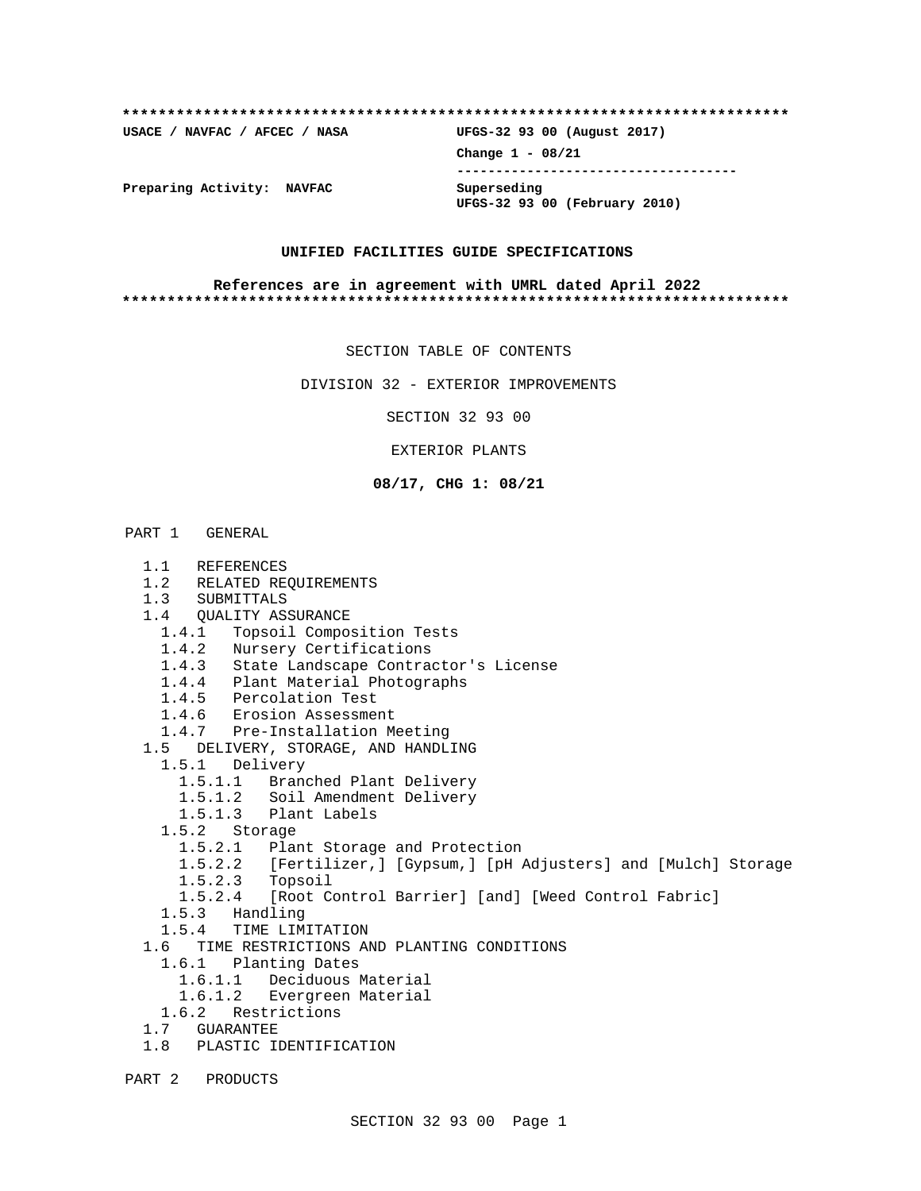**************************************************************************

**USACE / NAVFAC / AFCEC / NASA** **UFGS-32 93 00 (August 2017)**

**Change 1 - 08/21**

-----------------------------------

**Preparing Activity: NAVFAC** **Superseding**
**UFGS-32 93 00 (February 2010)**

**UNIFIED FACILITIES GUIDE SPECIFICATIONS**

**References are in agreement with UMRL dated April 2022**

**************************************************************************

SECTION TABLE OF CONTENTS

DIVISION 32 - EXTERIOR IMPROVEMENTS

SECTION 32 93 00

EXTERIOR PLANTS

**08/17, CHG 1: 08/21**

PART 1 GENERAL

- 1.1 REFERENCES
- 1.2 RELATED REQUIREMENTS
- 1.3 SUBMITTALS
- 1.4 QUALITY ASSURANCE
  - 1.4.1 Topsoil Composition Tests
  - 1.4.2 Nursery Certifications
  - 1.4.3 State Landscape Contractor's License
  - 1.4.4 Plant Material Photographs
  - 1.4.5 Percolation Test
  - 1.4.6 Erosion Assessment
  - 1.4.7 Pre-Installation Meeting
- 1.5 DELIVERY, STORAGE, AND HANDLING
  - 1.5.1 Delivery
    - 1.5.1.1 Branched Plant Delivery
    - 1.5.1.2 Soil Amendment Delivery
    - 1.5.1.3 Plant Labels
  - 1.5.2 Storage
    - 1.5.2.1 Plant Storage and Protection
    - 1.5.2.2 [Fertilizer,] [Gypsum,] [pH Adjusters] and [Mulch] Storage
    - 1.5.2.3 Topsoil
    - 1.5.2.4 [Root Control Barrier] [and] [Weed Control Fabric]
  - 1.5.3 Handling
  - 1.5.4 TIME LIMITATION
- 1.6 TIME RESTRICTIONS AND PLANTING CONDITIONS
  - 1.6.1 Planting Dates
    - 1.6.1.1 Deciduous Material
    - 1.6.1.2 Evergreen Material
  - 1.6.2 Restrictions
- 1.7 GUARANTEE
- 1.8 PLASTIC IDENTIFICATION

PART 2 PRODUCTS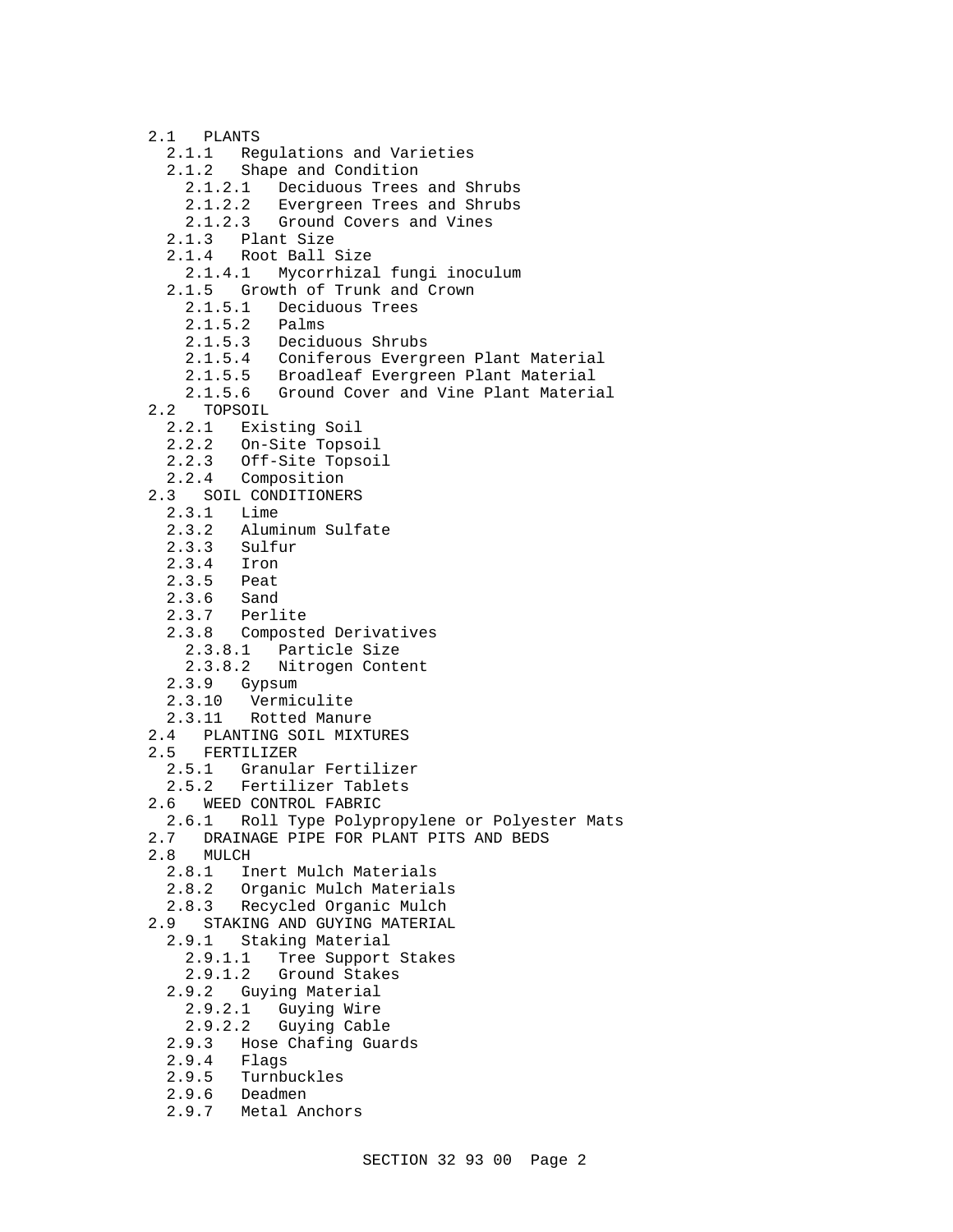2.1 PLANTS
  2.1.1 Regulations and Varieties
  2.1.2 Shape and Condition
    2.1.2.1 Deciduous Trees and Shrubs
    2.1.2.2 Evergreen Trees and Shrubs
    2.1.2.3 Ground Covers and Vines
  2.1.3 Plant Size
  2.1.4 Root Ball Size
    2.1.4.1 Mycorrhizal fungi inoculum
  2.1.5 Growth of Trunk and Crown
    2.1.5.1 Deciduous Trees
    2.1.5.2 Palms
    2.1.5.3 Deciduous Shrubs
    2.1.5.4 Coniferous Evergreen Plant Material
    2.1.5.5 Broadleaf Evergreen Plant Material
    2.1.5.6 Ground Cover and Vine Plant Material
2.2 TOPSOIL
  2.2.1 Existing Soil
  2.2.2 On-Site Topsoil
  2.2.3 Off-Site Topsoil
  2.2.4 Composition
2.3 SOIL CONDITIONERS
  2.3.1 Lime
  2.3.2 Aluminum Sulfate
  2.3.3 Sulfur
  2.3.4 Iron
  2.3.5 Peat
  2.3.6 Sand
  2.3.7 Perlite
  2.3.8 Composted Derivatives
    2.3.8.1 Particle Size
    2.3.8.2 Nitrogen Content
  2.3.9 Gypsum
  2.3.10 Vermiculite
  2.3.11 Rotted Manure
2.4 PLANTING SOIL MIXTURES
2.5 FERTILIZER
  2.5.1 Granular Fertilizer
  2.5.2 Fertilizer Tablets
2.6 WEED CONTROL FABRIC
  2.6.1 Roll Type Polypropylene or Polyester Mats
2.7 DRAINAGE PIPE FOR PLANT PITS AND BEDS
2.8 MULCH
  2.8.1 Inert Mulch Materials
  2.8.2 Organic Mulch Materials
  2.8.3 Recycled Organic Mulch
2.9 STAKING AND GUYING MATERIAL
  2.9.1 Staking Material
    2.9.1.1 Tree Support Stakes
    2.9.1.2 Ground Stakes
  2.9.2 Guying Material
    2.9.2.1 Guying Wire
    2.9.2.2 Guying Cable
  2.9.3 Hose Chafing Guards
  2.9.4 Flags
  2.9.5 Turnbuckles
  2.9.6 Deadmen
  2.9.7 Metal Anchors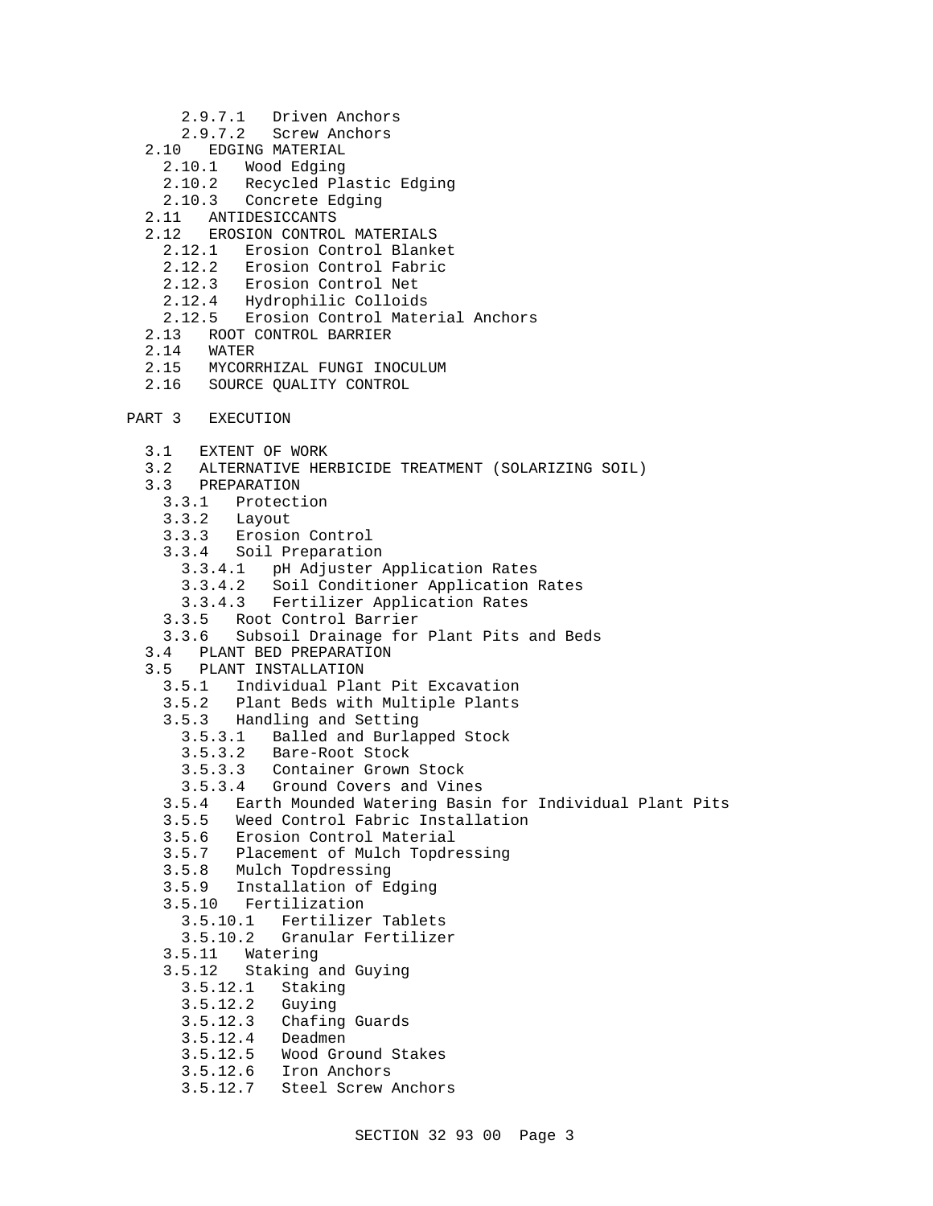2.9.7.1   Driven Anchors
      2.9.7.2   Screw Anchors
  2.10   EDGING MATERIAL
    2.10.1   Wood Edging
    2.10.2   Recycled Plastic Edging
    2.10.3   Concrete Edging
  2.11   ANTIDESICCANTS
  2.12   EROSION CONTROL MATERIALS
    2.12.1   Erosion Control Blanket
    2.12.2   Erosion Control Fabric
    2.12.3   Erosion Control Net
    2.12.4   Hydrophilic Colloids
    2.12.5   Erosion Control Material Anchors
  2.13   ROOT CONTROL BARRIER
  2.14   WATER
  2.15   MYCORRHIZAL FUNGI INOCULUM
  2.16   SOURCE QUALITY CONTROL

PART 3   EXECUTION

  3.1   EXTENT OF WORK
  3.2   ALTERNATIVE HERBICIDE TREATMENT (SOLARIZING SOIL)
  3.3   PREPARATION
    3.3.1   Protection
    3.3.2   Layout
    3.3.3   Erosion Control
    3.3.4   Soil Preparation
      3.3.4.1   pH Adjuster Application Rates
      3.3.4.2   Soil Conditioner Application Rates
      3.3.4.3   Fertilizer Application Rates
    3.3.5   Root Control Barrier
    3.3.6   Subsoil Drainage for Plant Pits and Beds
  3.4   PLANT BED PREPARATION
  3.5   PLANT INSTALLATION
    3.5.1   Individual Plant Pit Excavation
    3.5.2   Plant Beds with Multiple Plants
    3.5.3   Handling and Setting
      3.5.3.1   Balled and Burlapped Stock
      3.5.3.2   Bare-Root Stock
      3.5.3.3   Container Grown Stock
      3.5.3.4   Ground Covers and Vines
    3.5.4   Earth Mounded Watering Basin for Individual Plant Pits
    3.5.5   Weed Control Fabric Installation
    3.5.6   Erosion Control Material
    3.5.7   Placement of Mulch Topdressing
    3.5.8   Mulch Topdressing
    3.5.9   Installation of Edging
    3.5.10   Fertilization
      3.5.10.1   Fertilizer Tablets
      3.5.10.2   Granular Fertilizer
    3.5.11   Watering
    3.5.12   Staking and Guying
      3.5.12.1   Staking
      3.5.12.2   Guying
      3.5.12.3   Chafing Guards
      3.5.12.4   Deadmen
      3.5.12.5   Wood Ground Stakes
      3.5.12.6   Iron Anchors
      3.5.12.7   Steel Screw Anchors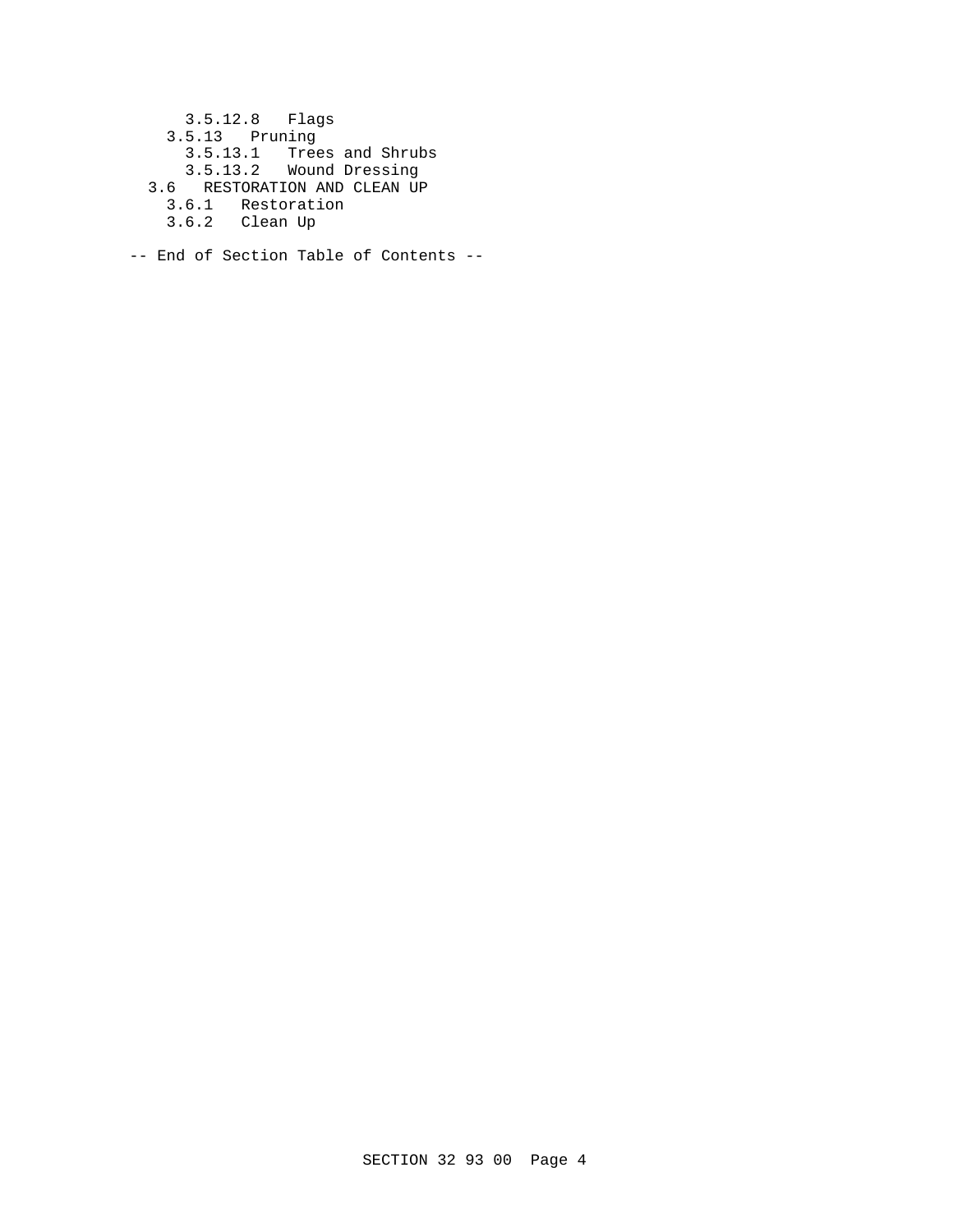3.5.12.8   Flags
    3.5.13   Pruning
      3.5.13.1   Trees and Shrubs
      3.5.13.2   Wound Dressing
  3.6   RESTORATION AND CLEAN UP
    3.6.1   Restoration
    3.6.2   Clean Up

-- End of Section Table of Contents --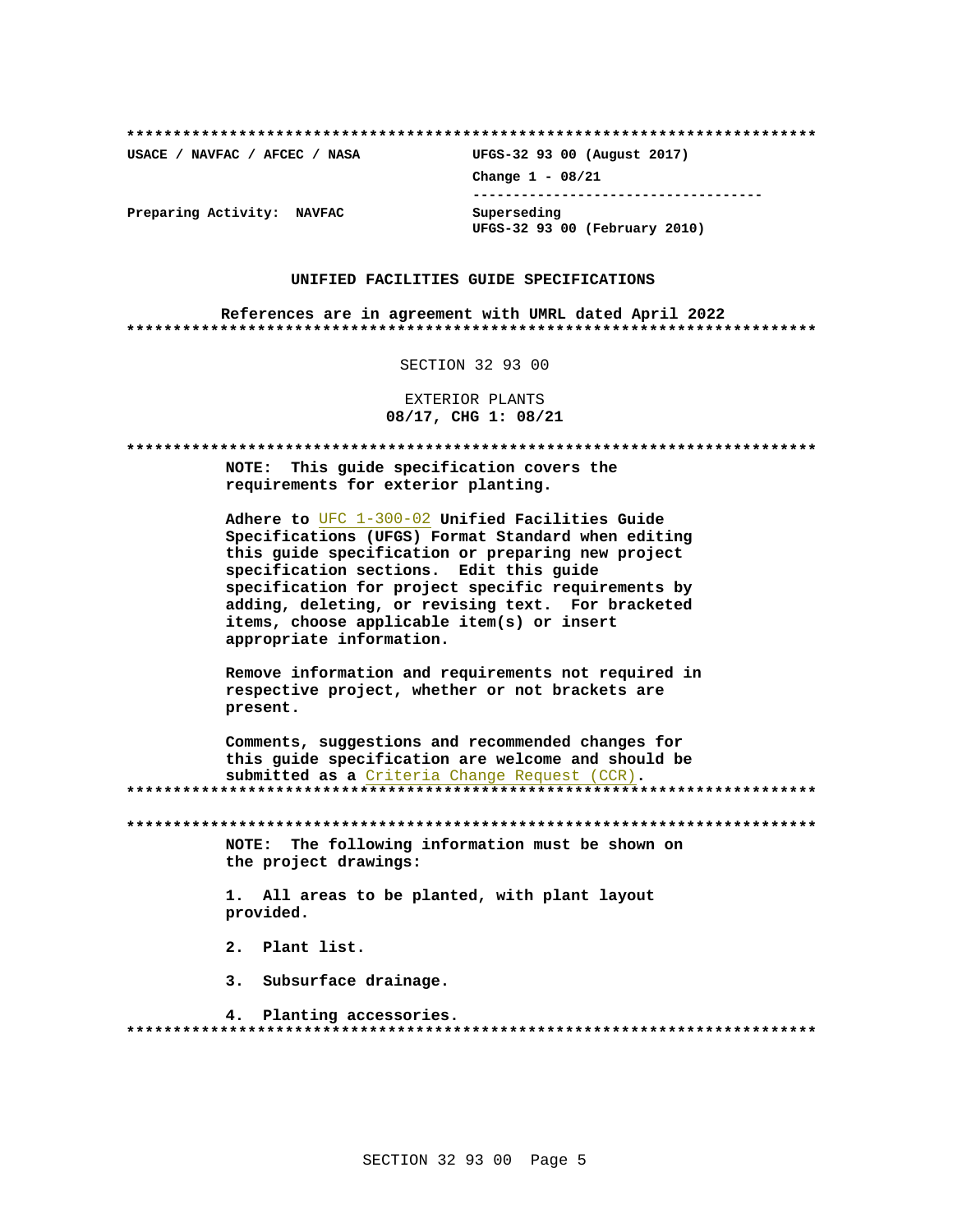**************************************************************************

**USACE / NAVFAC / AFCEC / NASA** **UFGS-32 93 00 (August 2017)**

**Change 1 - 08/21**

------------------------------------

**Preparing Activity: NAVFAC** **Superseding**
**UFGS-32 93 00 (February 2010)**

**UNIFIED FACILITIES GUIDE SPECIFICATIONS**

**References are in agreement with UMRL dated April 2022**

**************************************************************************

SECTION 32 93 00

EXTERIOR PLANTS
**08/17, CHG 1: 08/21**

**************************************************************************

**NOTE: This guide specification covers the requirements for exterior planting.**

**Adhere to UFC 1-300-02 Unified Facilities Guide Specifications (UFGS) Format Standard when editing this guide specification or preparing new project specification sections. Edit this guide specification for project specific requirements by adding, deleting, or revising text. For bracketed items, choose applicable item(s) or insert appropriate information.**

**Remove information and requirements not required in respective project, whether or not brackets are present.**

**Comments, suggestions and recommended changes for this guide specification are welcome and should be submitted as a Criteria Change Request (CCR).**

**************************************************************************

**************************************************************************

**NOTE: The following information must be shown on the project drawings:**

**1. All areas to be planted, with plant layout provided.**

**2. Plant list.**

**3. Subsurface drainage.**

**4. Planting accessories.**

**************************************************************************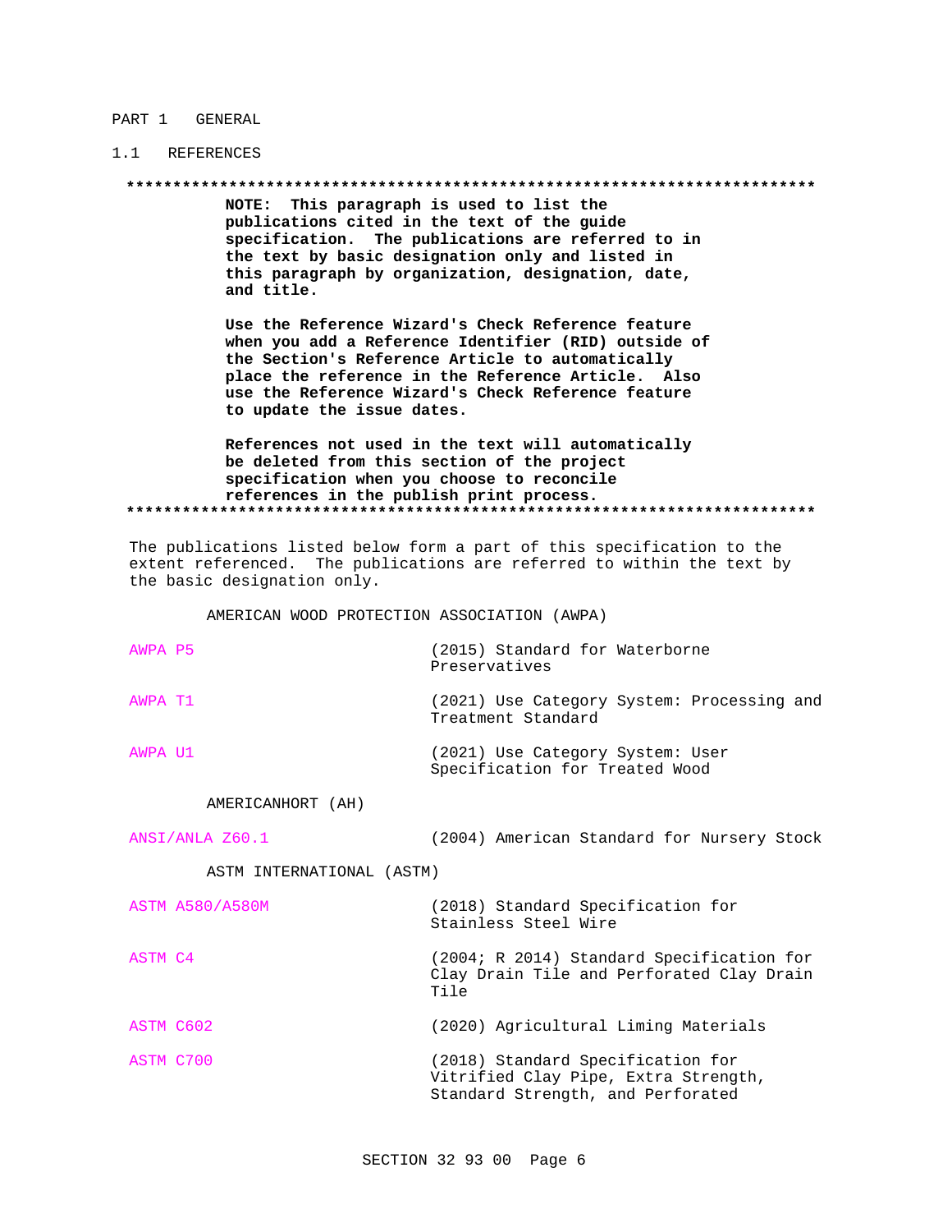## PART 1 GENERAL

### 1.1 REFERENCES

**************************************************************************

**NOTE: This paragraph is used to list the publications cited in the text of the guide specification. The publications are referred to in the text by basic designation only and listed in this paragraph by organization, designation, date, and title.**

**Use the Reference Wizard's Check Reference feature when you add a Reference Identifier (RID) outside of the Section's Reference Article to automatically place the reference in the Reference Article. Also use the Reference Wizard's Check Reference feature to update the issue dates.**

**References not used in the text will automatically be deleted from this section of the project specification when you choose to reconcile references in the publish print process.**

**************************************************************************

The publications listed below form a part of this specification to the extent referenced. The publications are referred to within the text by the basic designation only.

AMERICAN WOOD PROTECTION ASSOCIATION (AWPA)

| | |
|---|---|
| AWPA P5 | (2015) Standard for Waterborne Preservatives |
| AWPA T1 | (2021) Use Category System: Processing and Treatment Standard |
| AWPA U1 | (2021) Use Category System: User Specification for Treated Wood |

AMERICANHORT (AH)

| | |
|---|---|
| ANSI/ANLA Z60.1 | (2004) American Standard for Nursery Stock |

ASTM INTERNATIONAL (ASTM)

| | |
|---|---|
| ASTM A580/A580M | (2018) Standard Specification for Stainless Steel Wire |
| ASTM C4 | (2004; R 2014) Standard Specification for Clay Drain Tile and Perforated Clay Drain Tile |
| ASTM C602 | (2020) Agricultural Liming Materials |
| ASTM C700 | (2018) Standard Specification for Vitrified Clay Pipe, Extra Strength, Standard Strength, and Perforated |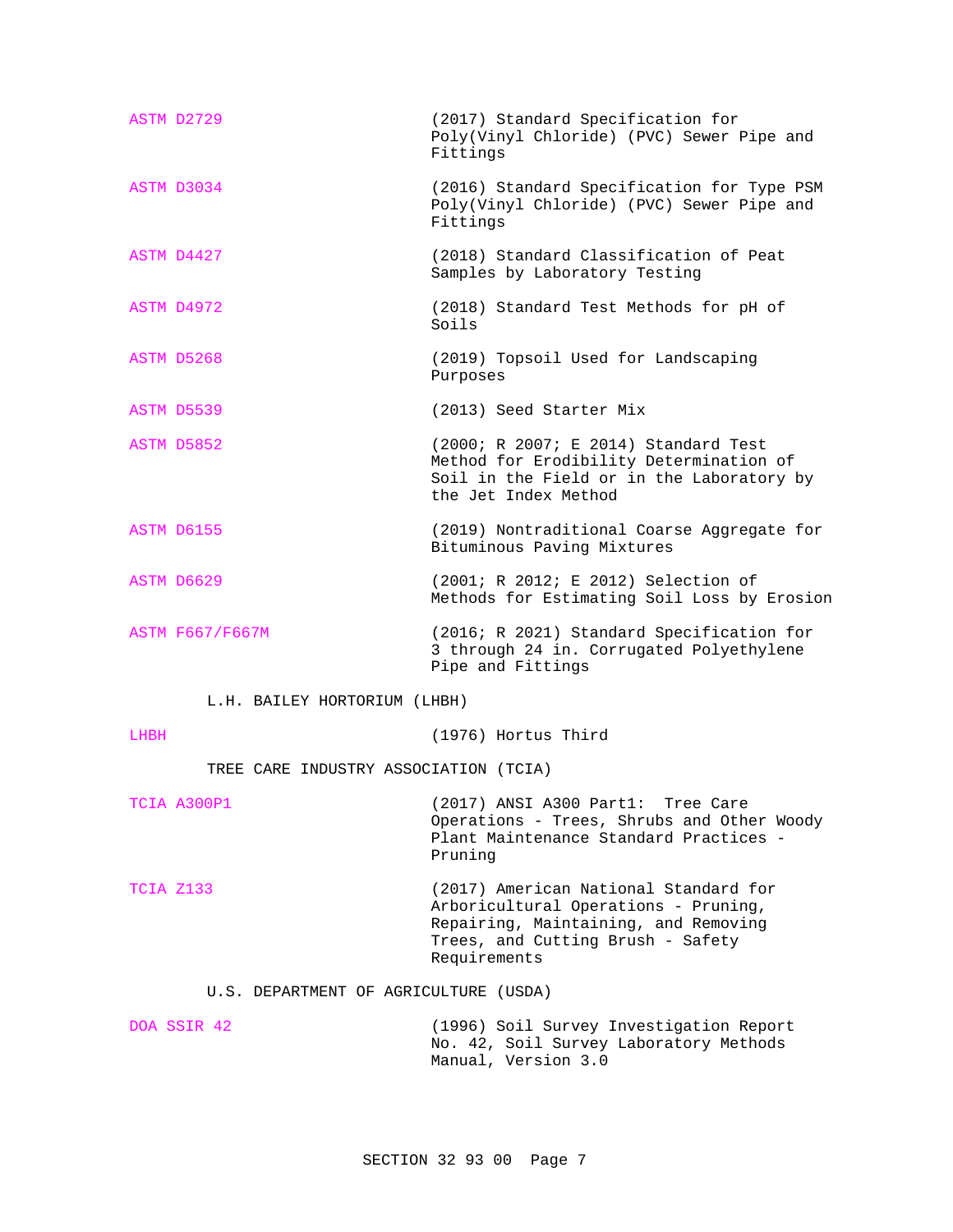ASTM D2729 (2017) Standard Specification for Poly(Vinyl Chloride) (PVC) Sewer Pipe and Fittings

ASTM D3034 (2016) Standard Specification for Type PSM Poly(Vinyl Chloride) (PVC) Sewer Pipe and Fittings

ASTM D4427 (2018) Standard Classification of Peat Samples by Laboratory Testing

ASTM D4972 (2018) Standard Test Methods for pH of Soils

ASTM D5268 (2019) Topsoil Used for Landscaping Purposes

ASTM D5539 (2013) Seed Starter Mix

ASTM D5852 (2000; R 2007; E 2014) Standard Test Method for Erodibility Determination of Soil in the Field or in the Laboratory by the Jet Index Method

ASTM D6155 (2019) Nontraditional Coarse Aggregate for Bituminous Paving Mixtures

ASTM D6629 (2001; R 2012; E 2012) Selection of Methods for Estimating Soil Loss by Erosion

ASTM F667/F667M (2016; R 2021) Standard Specification for 3 through 24 in. Corrugated Polyethylene Pipe and Fittings

L.H. BAILEY HORTORIUM (LHBH)

LHBH (1976) Hortus Third

TREE CARE INDUSTRY ASSOCIATION (TCIA)

TCIA A300P1 (2017) ANSI A300 Part1: Tree Care Operations - Trees, Shrubs and Other Woody Plant Maintenance Standard Practices - Pruning

TCIA Z133 (2017) American National Standard for Arboricultural Operations - Pruning, Repairing, Maintaining, and Removing Trees, and Cutting Brush - Safety Requirements

U.S. DEPARTMENT OF AGRICULTURE (USDA)

DOA SSIR 42 (1996) Soil Survey Investigation Report No. 42, Soil Survey Laboratory Methods Manual, Version 3.0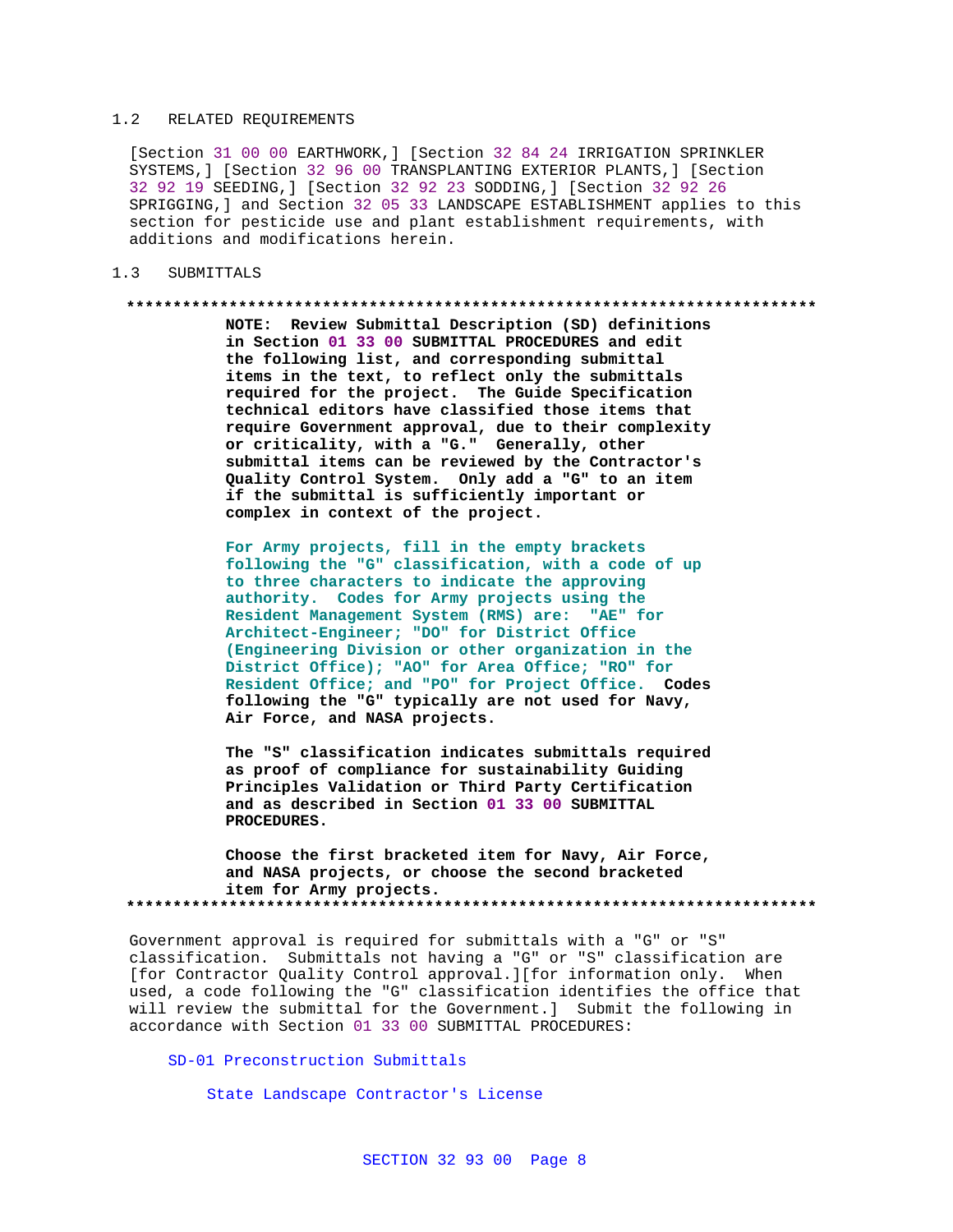## 1.2 RELATED REQUIREMENTS

[Section 31 00 00 EARTHWORK,] [Section 32 84 24 IRRIGATION SPRINKLER SYSTEMS,] [Section 32 96 00 TRANSPLANTING EXTERIOR PLANTS,] [Section 32 92 19 SEEDING,] [Section 32 92 23 SODDING,] [Section 32 92 26 SPRIGGING,] and Section 32 05 33 LANDSCAPE ESTABLISHMENT applies to this section for pesticide use and plant establishment requirements, with additions and modifications herein.

## 1.3 SUBMITTALS

**************************************************************************

**NOTE: Review Submittal Description (SD) definitions in Section 01 33 00 SUBMITTAL PROCEDURES and edit the following list, and corresponding submittal items in the text, to reflect only the submittals required for the project. The Guide Specification technical editors have classified those items that require Government approval, due to their complexity or criticality, with a "G." Generally, other submittal items can be reviewed by the Contractor's Quality Control System. Only add a "G" to an item if the submittal is sufficiently important or complex in context of the project.**

**For Army projects, fill in the empty brackets following the "G" classification, with a code of up to three characters to indicate the approving authority. Codes for Army projects using the Resident Management System (RMS) are: "AE" for Architect-Engineer; "DO" for District Office (Engineering Division or other organization in the District Office); "AO" for Area Office; "RO" for Resident Office; and "PO" for Project Office. Codes following the "G" typically are not used for Navy, Air Force, and NASA projects.**

**The "S" classification indicates submittals required as proof of compliance for sustainability Guiding Principles Validation or Third Party Certification and as described in Section 01 33 00 SUBMITTAL PROCEDURES.**

**Choose the first bracketed item for Navy, Air Force, and NASA projects, or choose the second bracketed item for Army projects.**

**************************************************************************

Government approval is required for submittals with a "G" or "S" classification. Submittals not having a "G" or "S" classification are [for Contractor Quality Control approval.][for information only. When used, a code following the "G" classification identifies the office that will review the submittal for the Government.] Submit the following in accordance with Section 01 33 00 SUBMITTAL PROCEDURES:

SD-01 Preconstruction Submittals

State Landscape Contractor's License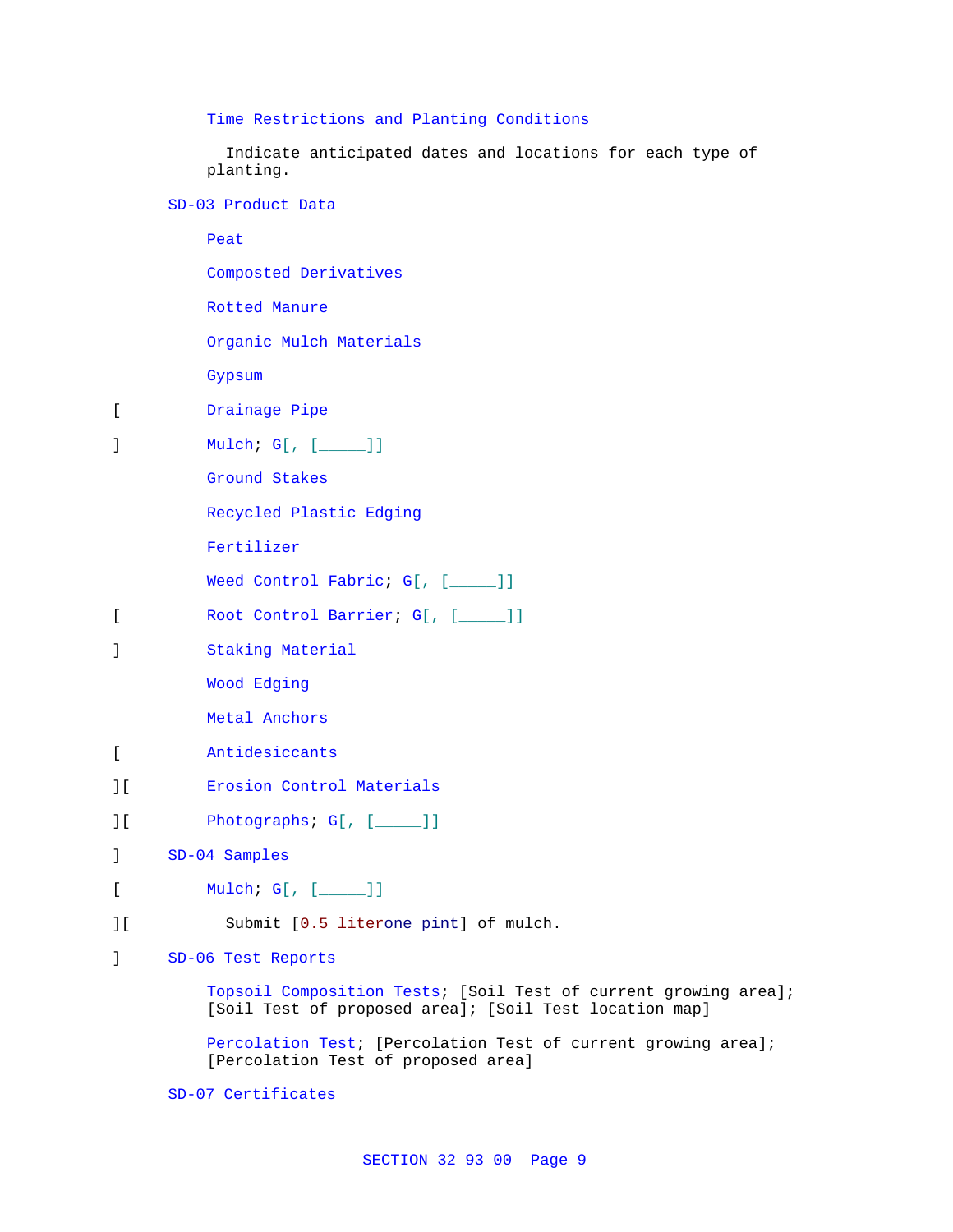Time Restrictions and Planting Conditions

Indicate anticipated dates and locations for each type of planting.

SD-03 Product Data

Peat

Composted Derivatives

Rotted Manure

Organic Mulch Materials

Gypsum

[ Drainage Pipe

] Mulch; G[, [_____]]

Ground Stakes

Recycled Plastic Edging

Fertilizer

Weed Control Fabric; G[, [_____]]

[ Root Control Barrier; G[, [_____]]

] Staking Material

Wood Edging

Metal Anchors

[ Antidesiccants

][ Erosion Control Materials

][ Photographs; G[, [_____]]

] SD-04 Samples

[ Mulch; G[, [_____]]

][ Submit [0.5 literone pint] of mulch.

] SD-06 Test Reports

Topsoil Composition Tests; [Soil Test of current growing area]; [Soil Test of proposed area]; [Soil Test location map]

Percolation Test; [Percolation Test of current growing area]; [Percolation Test of proposed area]

SD-07 Certificates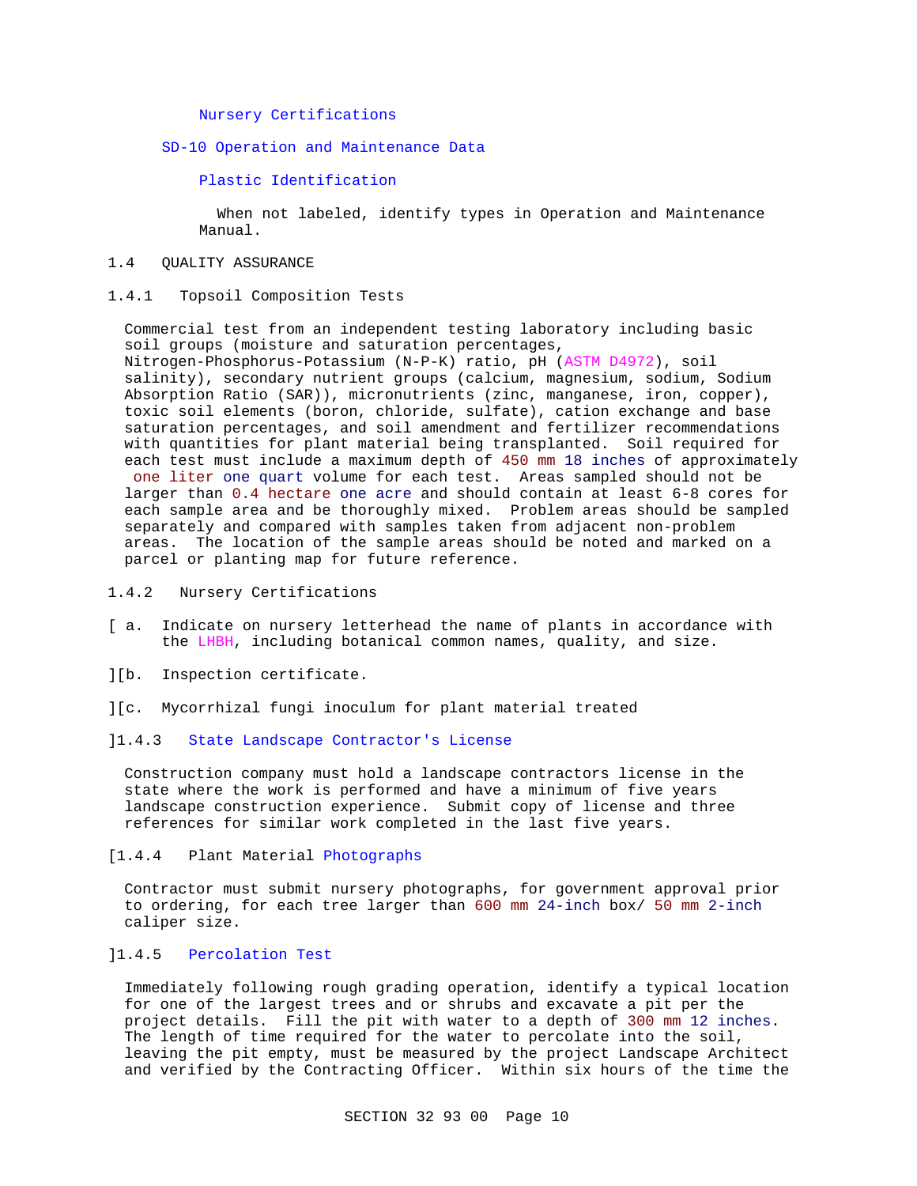Nursery Certifications

SD-10 Operation and Maintenance Data

Plastic Identification

When not labeled, identify types in Operation and Maintenance Manual.

## 1.4 QUALITY ASSURANCE

### 1.4.1 Topsoil Composition Tests

Commercial test from an independent testing laboratory including basic soil groups (moisture and saturation percentages, Nitrogen-Phosphorus-Potassium (N-P-K) ratio, pH (ASTM D4972), soil salinity), secondary nutrient groups (calcium, magnesium, sodium, Sodium Absorption Ratio (SAR)), micronutrients (zinc, manganese, iron, copper), toxic soil elements (boron, chloride, sulfate), cation exchange and base saturation percentages, and soil amendment and fertilizer recommendations with quantities for plant material being transplanted. Soil required for each test must include a maximum depth of 450 mm 18 inches of approximately one liter one quart volume for each test. Areas sampled should not be larger than 0.4 hectare one acre and should contain at least 6-8 cores for each sample area and be thoroughly mixed. Problem areas should be sampled separately and compared with samples taken from adjacent non-problem areas. The location of the sample areas should be noted and marked on a parcel or planting map for future reference.

### 1.4.2 Nursery Certifications

[ a. Indicate on nursery letterhead the name of plants in accordance with the LHBH, including botanical common names, quality, and size.

][b. Inspection certificate.

][c. Mycorrhizal fungi inoculum for plant material treated

]1.4.3 State Landscape Contractor's License

Construction company must hold a landscape contractors license in the state where the work is performed and have a minimum of five years landscape construction experience. Submit copy of license and three references for similar work completed in the last five years.

[1.4.4 Plant Material Photographs

Contractor must submit nursery photographs, for government approval prior to ordering, for each tree larger than 600 mm 24-inch box/ 50 mm 2-inch caliper size.

]1.4.5 Percolation Test

Immediately following rough grading operation, identify a typical location for one of the largest trees and or shrubs and excavate a pit per the project details. Fill the pit with water to a depth of 300 mm 12 inches. The length of time required for the water to percolate into the soil, leaving the pit empty, must be measured by the project Landscape Architect and verified by the Contracting Officer. Within six hours of the time the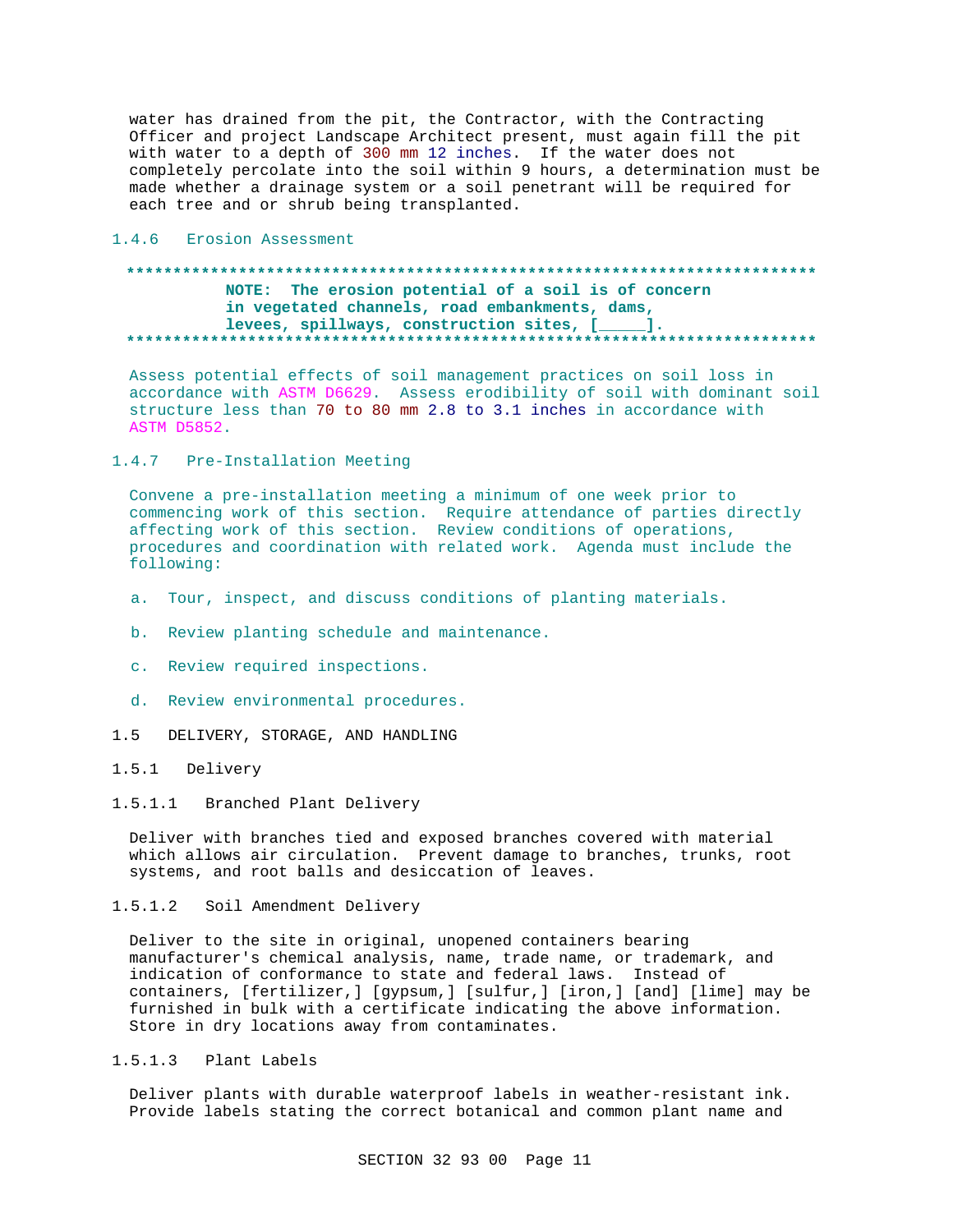water has drained from the pit, the Contractor, with the Contracting Officer and project Landscape Architect present, must again fill the pit with water to a depth of 300 mm 12 inches. If the water does not completely percolate into the soil within 9 hours, a determination must be made whether a drainage system or a soil penetrant will be required for each tree and or shrub being transplanted.

#### 1.4.6 Erosion Assessment

**************************************************************************

**NOTE: The erosion potential of a soil is of concern in vegetated channels, road embankments, dams, levees, spillways, construction sites, [_____].**

**************************************************************************

Assess potential effects of soil management practices on soil loss in accordance with ASTM D6629. Assess erodibility of soil with dominant soil structure less than 70 to 80 mm 2.8 to 3.1 inches in accordance with ASTM D5852.

#### 1.4.7 Pre-Installation Meeting

Convene a pre-installation meeting a minimum of one week prior to commencing work of this section. Require attendance of parties directly affecting work of this section. Review conditions of operations, procedures and coordination with related work. Agenda must include the following:

a. Tour, inspect, and discuss conditions of planting materials.

b. Review planting schedule and maintenance.

c. Review required inspections.

d. Review environmental procedures.

## 1.5 DELIVERY, STORAGE, AND HANDLING

### 1.5.1 Delivery

#### 1.5.1.1 Branched Plant Delivery

Deliver with branches tied and exposed branches covered with material which allows air circulation. Prevent damage to branches, trunks, root systems, and root balls and desiccation of leaves.

#### 1.5.1.2 Soil Amendment Delivery

Deliver to the site in original, unopened containers bearing manufacturer's chemical analysis, name, trade name, or trademark, and indication of conformance to state and federal laws. Instead of containers, [fertilizer,] [gypsum,] [sulfur,] [iron,] [and] [lime] may be furnished in bulk with a certificate indicating the above information. Store in dry locations away from contaminates.

#### 1.5.1.3 Plant Labels

Deliver plants with durable waterproof labels in weather-resistant ink. Provide labels stating the correct botanical and common plant name and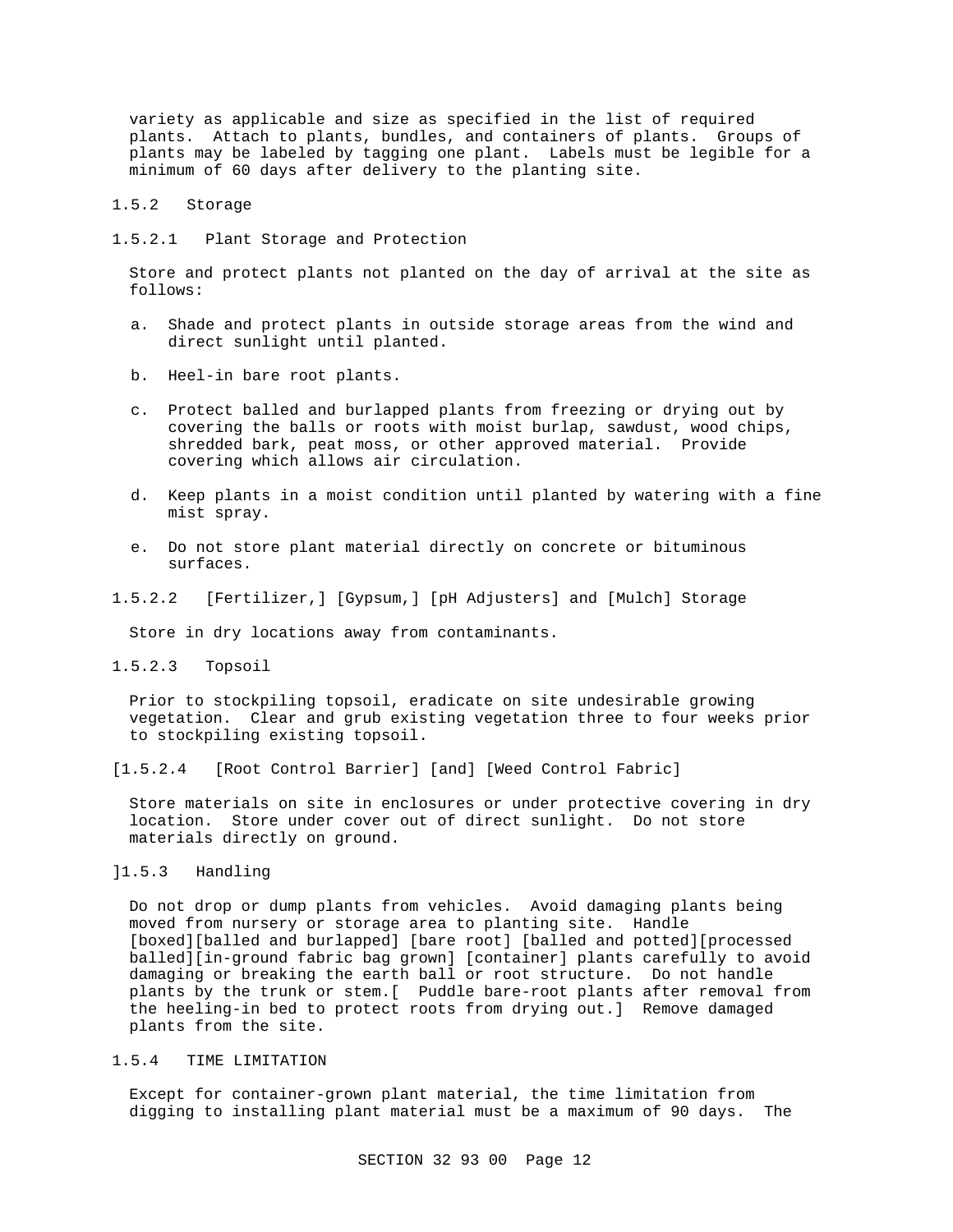variety as applicable and size as specified in the list of required plants. Attach to plants, bundles, and containers of plants. Groups of plants may be labeled by tagging one plant. Labels must be legible for a minimum of 60 days after delivery to the planting site.

1.5.2 Storage

1.5.2.1 Plant Storage and Protection

Store and protect plants not planted on the day of arrival at the site as follows:

a. Shade and protect plants in outside storage areas from the wind and direct sunlight until planted.

b. Heel-in bare root plants.

c. Protect balled and burlapped plants from freezing or drying out by covering the balls or roots with moist burlap, sawdust, wood chips, shredded bark, peat moss, or other approved material. Provide covering which allows air circulation.

d. Keep plants in a moist condition until planted by watering with a fine mist spray.

e. Do not store plant material directly on concrete or bituminous surfaces.

1.5.2.2 [Fertilizer,] [Gypsum,] [pH Adjusters] and [Mulch] Storage

Store in dry locations away from contaminants.

1.5.2.3 Topsoil

Prior to stockpiling topsoil, eradicate on site undesirable growing vegetation. Clear and grub existing vegetation three to four weeks prior to stockpiling existing topsoil.

[1.5.2.4 [Root Control Barrier] [and] [Weed Control Fabric]

Store materials on site in enclosures or under protective covering in dry location. Store under cover out of direct sunlight. Do not store materials directly on ground.

]1.5.3 Handling

Do not drop or dump plants from vehicles. Avoid damaging plants being moved from nursery or storage area to planting site. Handle [boxed][balled and burlapped] [bare root] [balled and potted][processed balled][in-ground fabric bag grown] [container] plants carefully to avoid damaging or breaking the earth ball or root structure. Do not handle plants by the trunk or stem.[ Puddle bare-root plants after removal from the heeling-in bed to protect roots from drying out.] Remove damaged plants from the site.

1.5.4 TIME LIMITATION

Except for container-grown plant material, the time limitation from digging to installing plant material must be a maximum of 90 days. The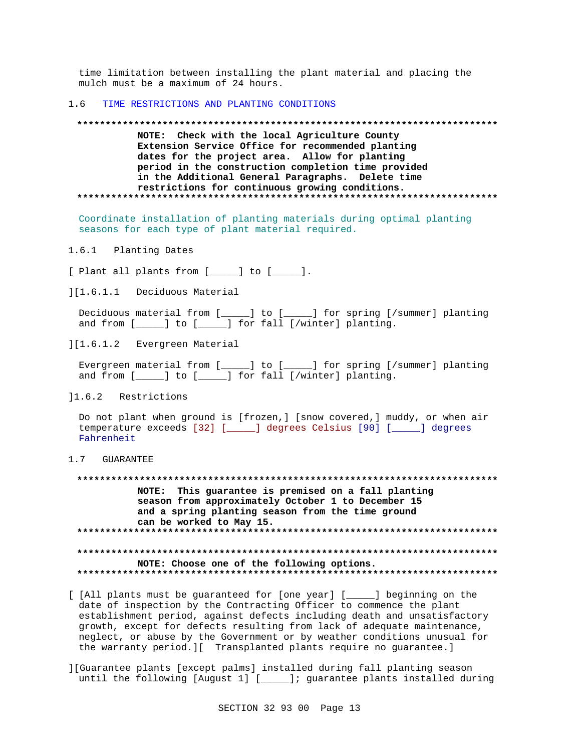time limitation between installing the plant material and placing the mulch must be a maximum of 24 hours.

## 1.6 TIME RESTRICTIONS AND PLANTING CONDITIONS

**************************************************************************

**NOTE: Check with the local Agriculture County Extension Service Office for recommended planting dates for the project area. Allow for planting period in the construction completion time provided in the Additional General Paragraphs. Delete time restrictions for continuous growing conditions.**

**************************************************************************

Coordinate installation of planting materials during optimal planting seasons for each type of plant material required.

### 1.6.1 Planting Dates

[ Plant all plants from [_____] to [_____].

][1.6.1.1 Deciduous Material

Deciduous material from [_____] to [_____] for spring [/summer] planting and from [_____] to [_____] for fall [/winter] planting.

][1.6.1.2 Evergreen Material

Evergreen material from [_____] to [_____] for spring [/summer] planting and from [_____] to [_____] for fall [/winter] planting.

]1.6.2 Restrictions

Do not plant when ground is [frozen,] [snow covered,] muddy, or when air temperature exceeds [32] [_____] degrees Celsius [90] [_____] degrees Fahrenheit

## 1.7 GUARANTEE

**************************************************************************

**NOTE: This guarantee is premised on a fall planting season from approximately October 1 to December 15 and a spring planting season from the time ground can be worked to May 15.**

**************************************************************************

**************************************************************************

**NOTE: Choose one of the following options.**

**************************************************************************

[ [All plants must be guaranteed for [one year] [_____] beginning on the date of inspection by the Contracting Officer to commence the plant establishment period, against defects including death and unsatisfactory growth, except for defects resulting from lack of adequate maintenance, neglect, or abuse by the Government or by weather conditions unusual for the warranty period.][ Transplanted plants require no guarantee.]

][Guarantee plants [except palms] installed during fall planting season until the following [August 1] [_____]; guarantee plants installed during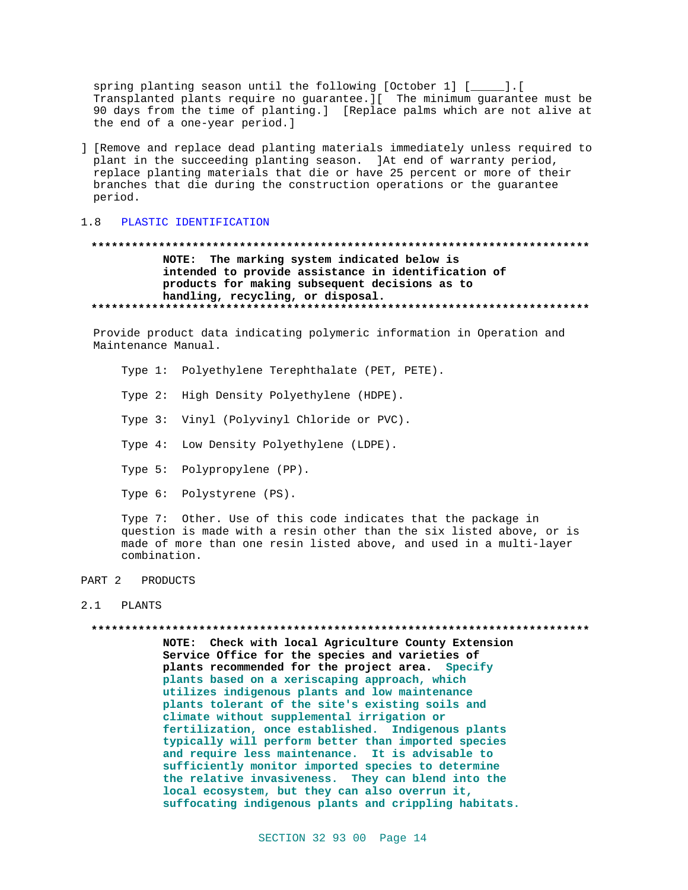spring planting season until the following [October 1] [_____].[ Transplanted plants require no guarantee.][ The minimum guarantee must be 90 days from the time of planting.] [Replace palms which are not alive at the end of a one-year period.]

] [Remove and replace dead planting materials immediately unless required to plant in the succeeding planting season. ]At end of warranty period, replace planting materials that die or have 25 percent or more of their branches that die during the construction operations or the guarantee period.

## 1.8 PLASTIC IDENTIFICATION

**************************************************************************

**NOTE: The marking system indicated below is intended to provide assistance in identification of products for making subsequent decisions as to handling, recycling, or disposal.**

**************************************************************************

Provide product data indicating polymeric information in Operation and Maintenance Manual.

Type 1: Polyethylene Terephthalate (PET, PETE).

Type 2: High Density Polyethylene (HDPE).

Type 3: Vinyl (Polyvinyl Chloride or PVC).

Type 4: Low Density Polyethylene (LDPE).

Type 5: Polypropylene (PP).

Type 6: Polystyrene (PS).

Type 7: Other. Use of this code indicates that the package in question is made with a resin other than the six listed above, or is made of more than one resin listed above, and used in a multi-layer combination.

# PART 2 PRODUCTS

## 2.1 PLANTS

**************************************************************************

**NOTE: Check with local Agriculture County Extension Service Office for the species and varieties of plants recommended for the project area. Specify plants based on a xeriscaping approach, which utilizes indigenous plants and low maintenance plants tolerant of the site's existing soils and climate without supplemental irrigation or fertilization, once established. Indigenous plants typically will perform better than imported species and require less maintenance. It is advisable to sufficiently monitor imported species to determine the relative invasiveness. They can blend into the local ecosystem, but they can also overrun it, suffocating indigenous plants and crippling habitats.**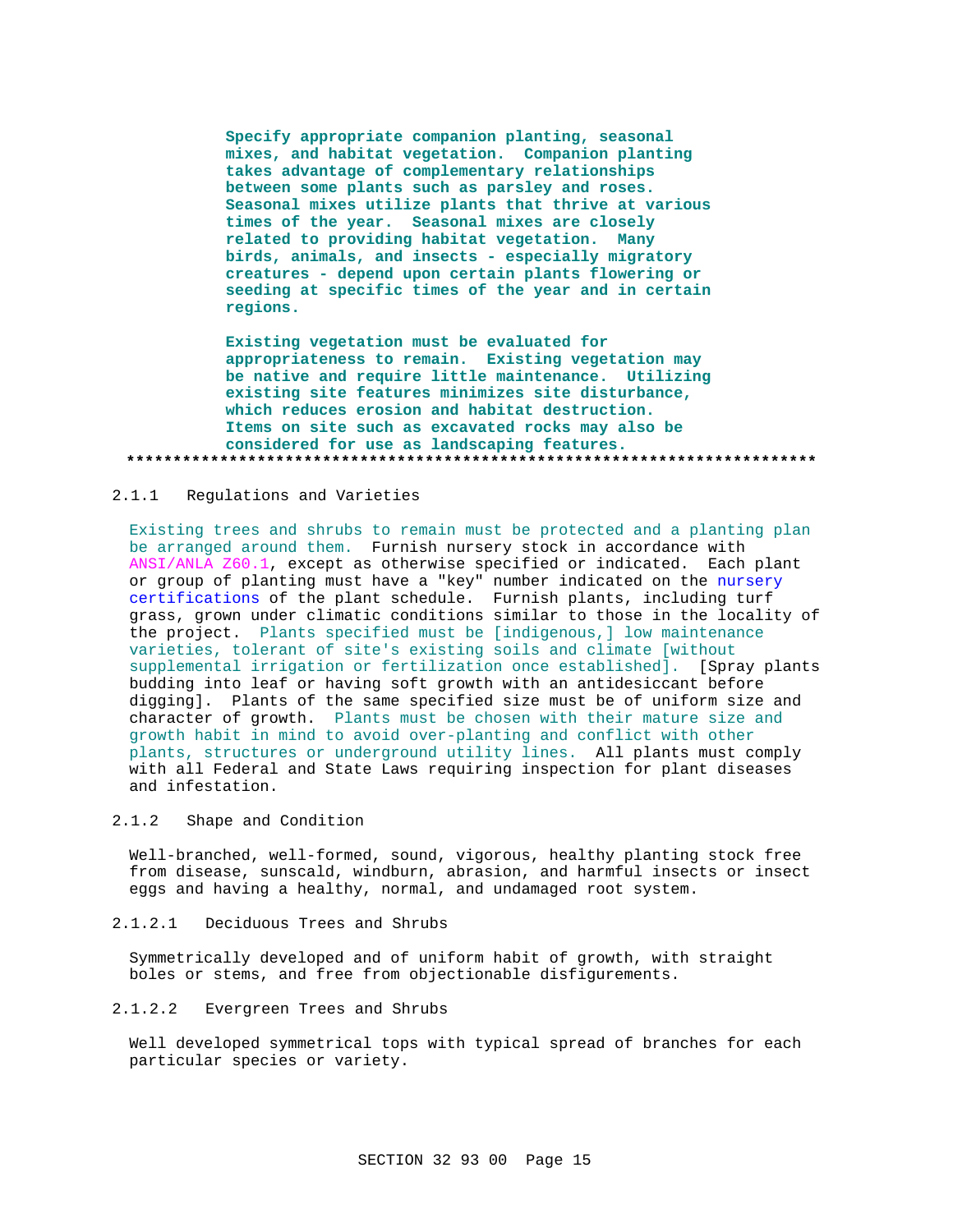**Specify appropriate companion planting, seasonal mixes, and habitat vegetation. Companion planting takes advantage of complementary relationships between some plants such as parsley and roses. Seasonal mixes utilize plants that thrive at various times of the year. Seasonal mixes are closely related to providing habitat vegetation. Many birds, animals, and insects - especially migratory creatures - depend upon certain plants flowering or seeding at specific times of the year and in certain regions.**

**Existing vegetation must be evaluated for appropriateness to remain. Existing vegetation may be native and require little maintenance. Utilizing existing site features minimizes site disturbance, which reduces erosion and habitat destruction. Items on site such as excavated rocks may also be considered for use as landscaping features.**

**************************************************************************

### 2.1.1 Regulations and Varieties

Existing trees and shrubs to remain must be protected and a planting plan be arranged around them. Furnish nursery stock in accordance with ANSI/ANLA Z60.1, except as otherwise specified or indicated. Each plant or group of planting must have a "key" number indicated on the nursery certifications of the plant schedule. Furnish plants, including turf grass, grown under climatic conditions similar to those in the locality of the project. Plants specified must be [indigenous,] low maintenance varieties, tolerant of site's existing soils and climate [without supplemental irrigation or fertilization once established]. [Spray plants budding into leaf or having soft growth with an antidesiccant before digging]. Plants of the same specified size must be of uniform size and character of growth. Plants must be chosen with their mature size and growth habit in mind to avoid over-planting and conflict with other plants, structures or underground utility lines. All plants must comply with all Federal and State Laws requiring inspection for plant diseases and infestation.

### 2.1.2 Shape and Condition

Well-branched, well-formed, sound, vigorous, healthy planting stock free from disease, sunscald, windburn, abrasion, and harmful insects or insect eggs and having a healthy, normal, and undamaged root system.

#### 2.1.2.1 Deciduous Trees and Shrubs

Symmetrically developed and of uniform habit of growth, with straight boles or stems, and free from objectionable disfigurements.

#### 2.1.2.2 Evergreen Trees and Shrubs

Well developed symmetrical tops with typical spread of branches for each particular species or variety.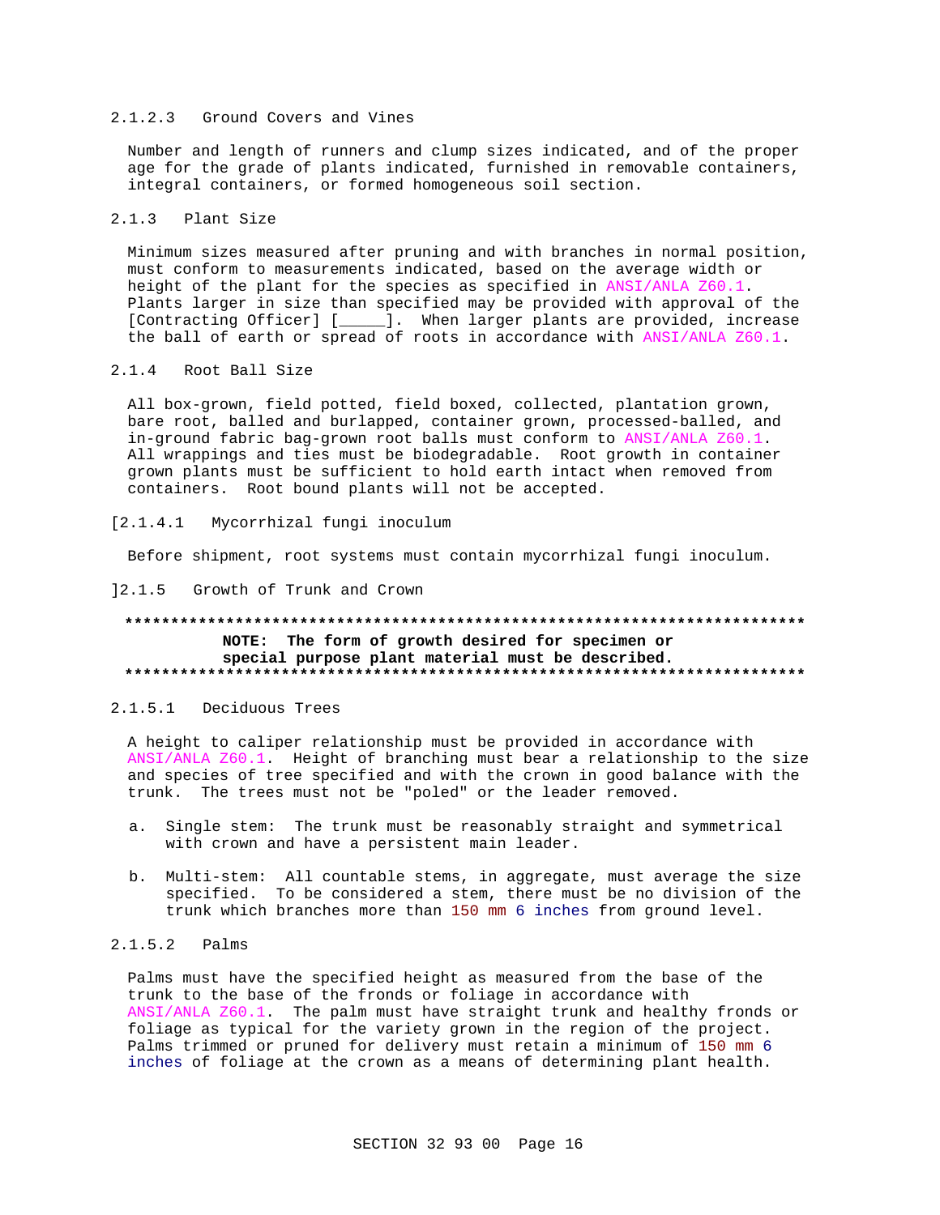#### 2.1.2.3 Ground Covers and Vines

Number and length of runners and clump sizes indicated, and of the proper age for the grade of plants indicated, furnished in removable containers, integral containers, or formed homogeneous soil section.

### 2.1.3 Plant Size

Minimum sizes measured after pruning and with branches in normal position, must conform to measurements indicated, based on the average width or height of the plant for the species as specified in ANSI/ANLA Z60.1. Plants larger in size than specified may be provided with approval of the [Contracting Officer] [_____]. When larger plants are provided, increase the ball of earth or spread of roots in accordance with ANSI/ANLA Z60.1.

### 2.1.4 Root Ball Size

All box-grown, field potted, field boxed, collected, plantation grown, bare root, balled and burlapped, container grown, processed-balled, and in-ground fabric bag-grown root balls must conform to ANSI/ANLA Z60.1. All wrappings and ties must be biodegradable. Root growth in container grown plants must be sufficient to hold earth intact when removed from containers. Root bound plants will not be accepted.

[2.1.4.1 Mycorrhizal fungi inoculum

Before shipment, root systems must contain mycorrhizal fungi inoculum.

]2.1.5 Growth of Trunk and Crown

**************************************************************************

**NOTE: The form of growth desired for specimen or special purpose plant material must be described.**

**************************************************************************

#### 2.1.5.1 Deciduous Trees

A height to caliper relationship must be provided in accordance with ANSI/ANLA Z60.1. Height of branching must bear a relationship to the size and species of tree specified and with the crown in good balance with the trunk. The trees must not be "poled" or the leader removed.

a. Single stem: The trunk must be reasonably straight and symmetrical with crown and have a persistent main leader.

b. Multi-stem: All countable stems, in aggregate, must average the size specified. To be considered a stem, there must be no division of the trunk which branches more than 150 mm 6 inches from ground level.

#### 2.1.5.2 Palms

Palms must have the specified height as measured from the base of the trunk to the base of the fronds or foliage in accordance with ANSI/ANLA Z60.1. The palm must have straight trunk and healthy fronds or foliage as typical for the variety grown in the region of the project. Palms trimmed or pruned for delivery must retain a minimum of 150 mm 6 inches of foliage at the crown as a means of determining plant health.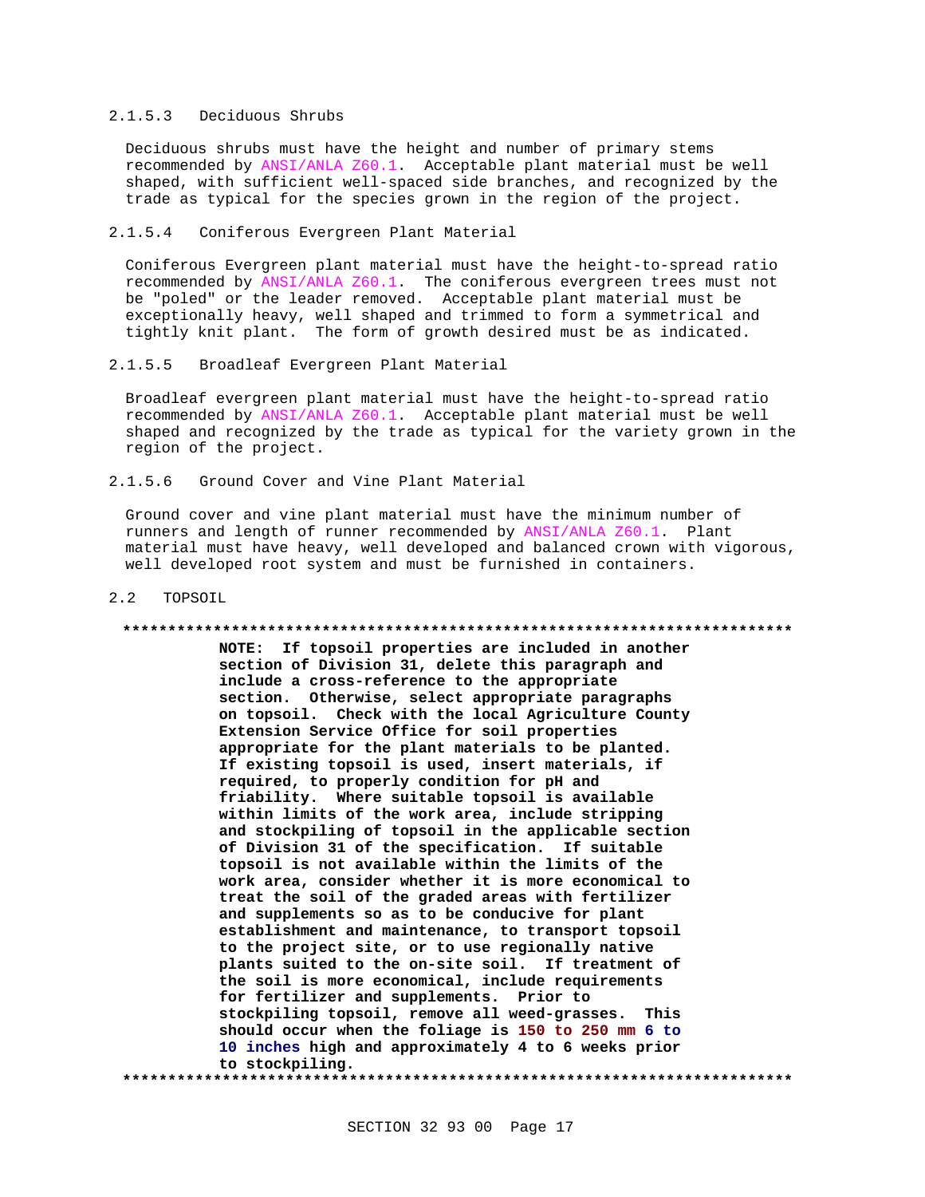#### 2.1.5.3 Deciduous Shrubs

Deciduous shrubs must have the height and number of primary stems recommended by ANSI/ANLA Z60.1. Acceptable plant material must be well shaped, with sufficient well-spaced side branches, and recognized by the trade as typical for the species grown in the region of the project.

#### 2.1.5.4 Coniferous Evergreen Plant Material

Coniferous Evergreen plant material must have the height-to-spread ratio recommended by ANSI/ANLA Z60.1. The coniferous evergreen trees must not be "poled" or the leader removed. Acceptable plant material must be exceptionally heavy, well shaped and trimmed to form a symmetrical and tightly knit plant. The form of growth desired must be as indicated.

#### 2.1.5.5 Broadleaf Evergreen Plant Material

Broadleaf evergreen plant material must have the height-to-spread ratio recommended by ANSI/ANLA Z60.1. Acceptable plant material must be well shaped and recognized by the trade as typical for the variety grown in the region of the project.

#### 2.1.5.6 Ground Cover and Vine Plant Material

Ground cover and vine plant material must have the minimum number of runners and length of runner recommended by ANSI/ANLA Z60.1. Plant material must have heavy, well developed and balanced crown with vigorous, well developed root system and must be furnished in containers.

## 2.2 TOPSOIL

**************************************************************************

**NOTE: If topsoil properties are included in another section of Division 31, delete this paragraph and include a cross-reference to the appropriate section. Otherwise, select appropriate paragraphs on topsoil. Check with the local Agriculture County Extension Service Office for soil properties appropriate for the plant materials to be planted. If existing topsoil is used, insert materials, if required, to properly condition for pH and friability. Where suitable topsoil is available within limits of the work area, include stripping and stockpiling of topsoil in the applicable section of Division 31 of the specification. If suitable topsoil is not available within the limits of the work area, consider whether it is more economical to treat the soil of the graded areas with fertilizer and supplements so as to be conducive for plant establishment and maintenance, to transport topsoil to the project site, or to use regionally native plants suited to the on-site soil. If treatment of the soil is more economical, include requirements for fertilizer and supplements. Prior to stockpiling topsoil, remove all weed-grasses. This should occur when the foliage is 150 to 250 mm 6 to 10 inches high and approximately 4 to 6 weeks prior to stockpiling.**

**************************************************************************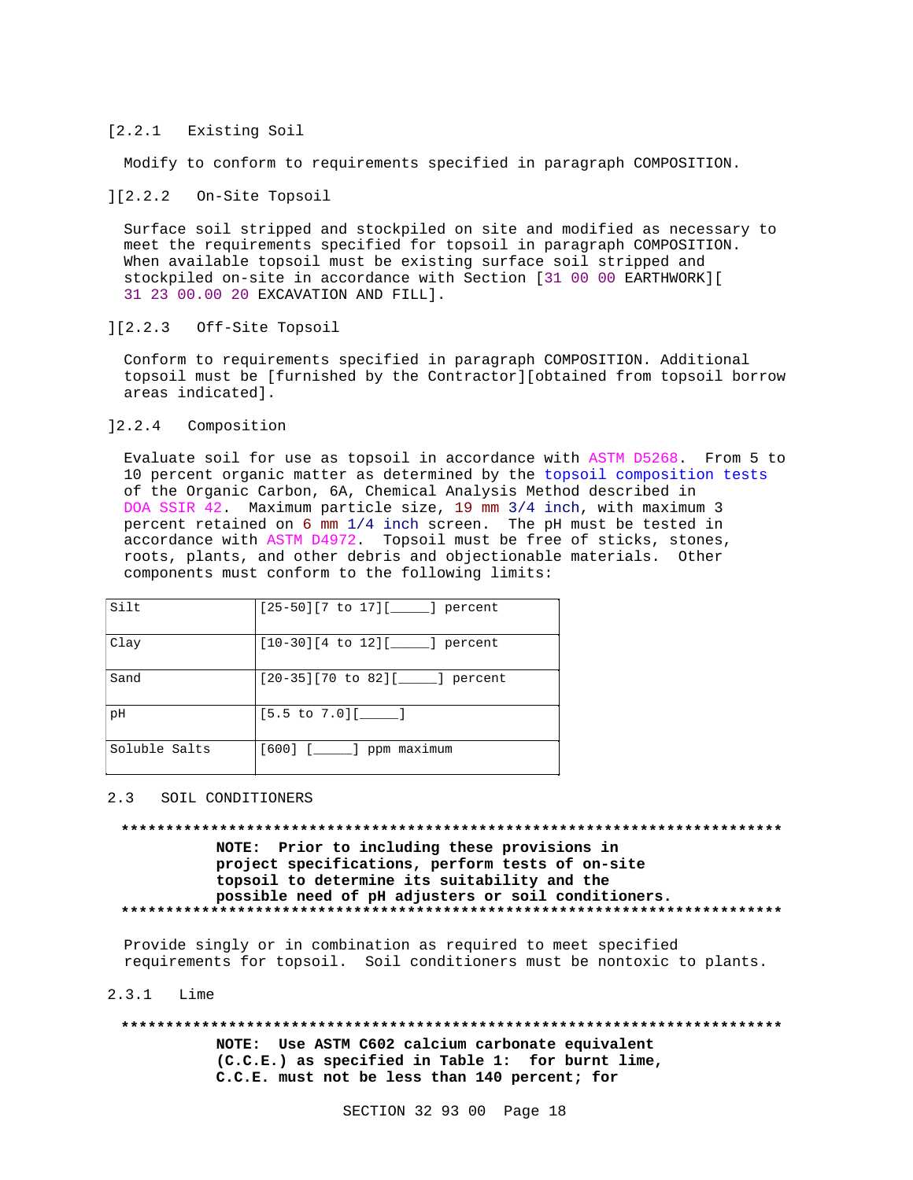[2.2.1 Existing Soil

Modify to conform to requirements specified in paragraph COMPOSITION.

][2.2.2 On-Site Topsoil

Surface soil stripped and stockpiled on site and modified as necessary to meet the requirements specified for topsoil in paragraph COMPOSITION. When available topsoil must be existing surface soil stripped and stockpiled on-site in accordance with Section [31 00 00 EARTHWORK][ 31 23 00.00 20 EXCAVATION AND FILL].

][2.2.3 Off-Site Topsoil

Conform to requirements specified in paragraph COMPOSITION. Additional topsoil must be [furnished by the Contractor][obtained from topsoil borrow areas indicated].

]2.2.4 Composition

Evaluate soil for use as topsoil in accordance with ASTM D5268. From 5 to 10 percent organic matter as determined by the topsoil composition tests of the Organic Carbon, 6A, Chemical Analysis Method described in DOA SSIR 42. Maximum particle size, 19 mm 3/4 inch, with maximum 3 percent retained on 6 mm 1/4 inch screen. The pH must be tested in accordance with ASTM D4972. Topsoil must be free of sticks, stones, roots, plants, and other debris and objectionable materials. Other components must conform to the following limits:

| | |
|---|---|
| Silt | [25-50][7 to 17][_____] percent |
| Clay | [10-30][4 to 12][_____] percent |
| Sand | [20-35][70 to 82][_____] percent |
| pH | [5.5 to 7.0][_____] |
| Soluble Salts | [600] [_____] ppm maximum |

## 2.3 SOIL CONDITIONERS

**************************************************************************

**NOTE: Prior to including these provisions in project specifications, perform tests of on-site topsoil to determine its suitability and the possible need of pH adjusters or soil conditioners.**

**************************************************************************

Provide singly or in combination as required to meet specified requirements for topsoil. Soil conditioners must be nontoxic to plants.

### 2.3.1 Lime

**************************************************************************

**NOTE: Use ASTM C602 calcium carbonate equivalent (C.C.E.) as specified in Table 1: for burnt lime, C.C.E. must not be less than 140 percent; for**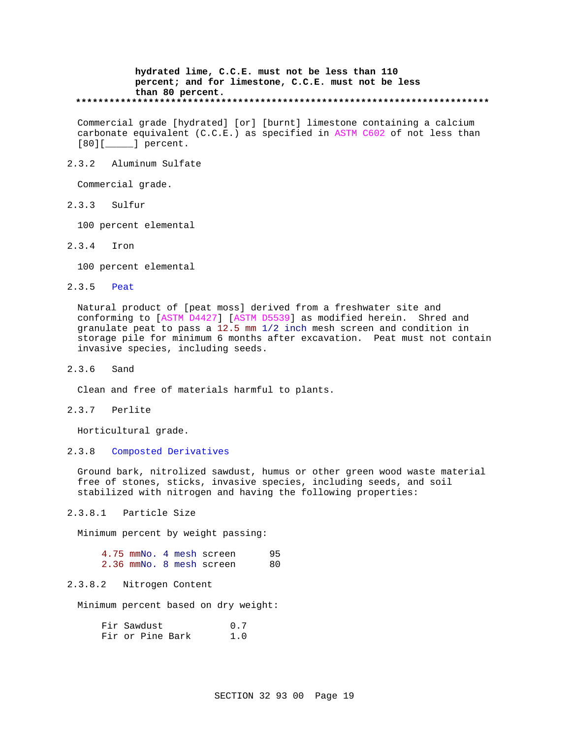**hydrated lime, C.C.E. must not be less than 110 percent; and for limestone, C.C.E. must not be less than 80 percent.**
**************************************************************************

Commercial grade [hydrated] [or] [burnt] limestone containing a calcium carbonate equivalent (C.C.E.) as specified in ASTM C602 of not less than [80][_____] percent.

### 2.3.2 Aluminum Sulfate

Commercial grade.

### 2.3.3 Sulfur

100 percent elemental

### 2.3.4 Iron

100 percent elemental

### 2.3.5 Peat

Natural product of [peat moss] derived from a freshwater site and conforming to [ASTM D4427] [ASTM D5539] as modified herein. Shred and granulate peat to pass a 12.5 mm 1/2 inch mesh screen and condition in storage pile for minimum 6 months after excavation. Peat must not contain invasive species, including seeds.

### 2.3.6 Sand

Clean and free of materials harmful to plants.

### 2.3.7 Perlite

Horticultural grade.

### 2.3.8 Composted Derivatives

Ground bark, nitrolized sawdust, humus or other green wood waste material free of stones, sticks, invasive species, including seeds, and soil stabilized with nitrogen and having the following properties:

#### 2.3.8.1 Particle Size

Minimum percent by weight passing:

| | |
|---|---|
| 4.75 mmNo. 4 mesh screen | 95 |
| 2.36 mmNo. 8 mesh screen | 80 |

#### 2.3.8.2 Nitrogen Content

Minimum percent based on dry weight:

| | |
|---|---|
| Fir Sawdust | 0.7 |
| Fir or Pine Bark | 1.0 |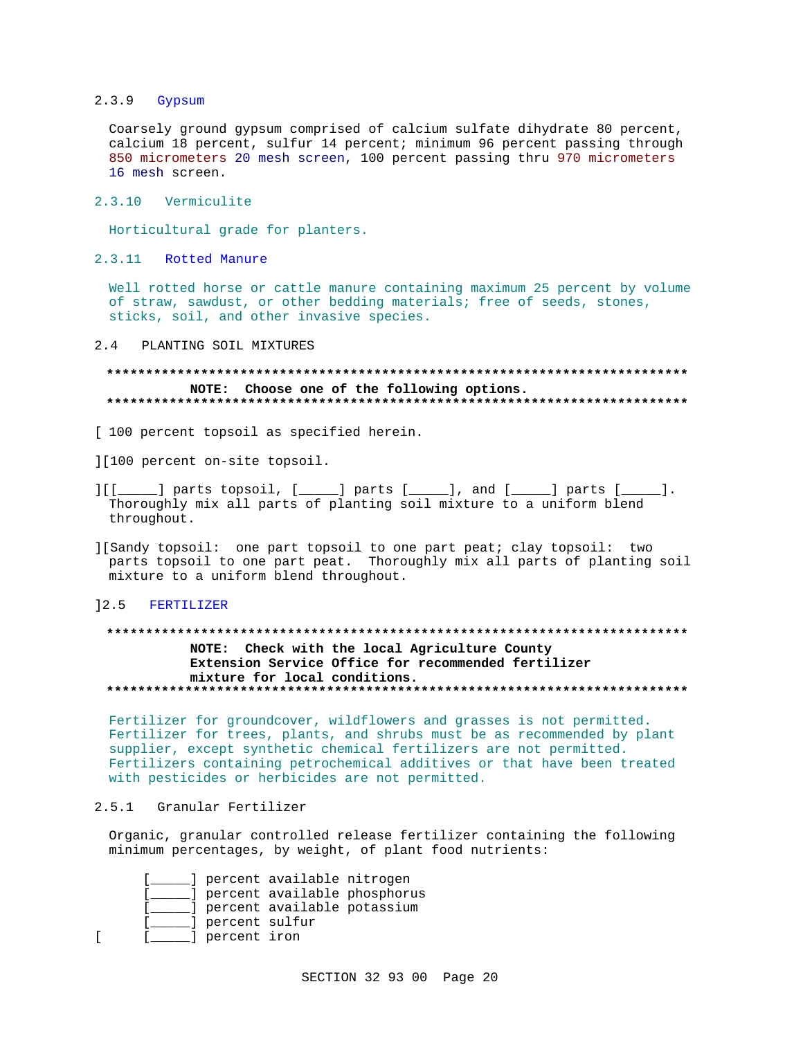### 2.3.9 Gypsum

Coarsely ground gypsum comprised of calcium sulfate dihydrate 80 percent, calcium 18 percent, sulfur 14 percent; minimum 96 percent passing through 850 micrometers 20 mesh screen, 100 percent passing thru 970 micrometers 16 mesh screen.

### 2.3.10 Vermiculite

Horticultural grade for planters.

### 2.3.11 Rotted Manure

Well rotted horse or cattle manure containing maximum 25 percent by volume of straw, sawdust, or other bedding materials; free of seeds, stones, sticks, soil, and other invasive species.

## 2.4 PLANTING SOIL MIXTURES

**************************************************************************

**NOTE: Choose one of the following options.**

**************************************************************************

[ 100 percent topsoil as specified herein.

][100 percent on-site topsoil.

][[_____] parts topsoil, [_____] parts [_____], and [_____] parts [_____]. Thoroughly mix all parts of planting soil mixture to a uniform blend throughout.

][Sandy topsoil: one part topsoil to one part peat; clay topsoil: two parts topsoil to one part peat. Thoroughly mix all parts of planting soil mixture to a uniform blend throughout.

]2.5 FERTILIZER

**************************************************************************

**NOTE: Check with the local Agriculture County Extension Service Office for recommended fertilizer mixture for local conditions.**

**************************************************************************

Fertilizer for groundcover, wildflowers and grasses is not permitted. Fertilizer for trees, plants, and shrubs must be as recommended by plant supplier, except synthetic chemical fertilizers are not permitted. Fertilizers containing petrochemical additives or that have been treated with pesticides or herbicides are not permitted.

### 2.5.1 Granular Fertilizer

Organic, granular controlled release fertilizer containing the following minimum percentages, by weight, of plant food nutrients:

[_____] percent available nitrogen
[_____] percent available phosphorus
[_____] percent available potassium
[_____] percent sulfur
[ [_____] percent iron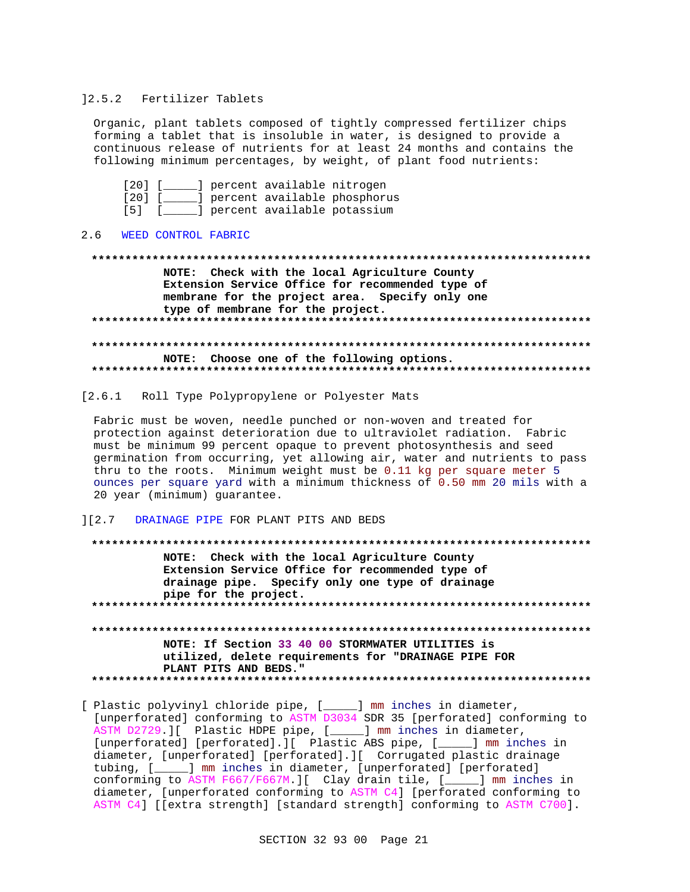]2.5.2 Fertilizer Tablets

Organic, plant tablets composed of tightly compressed fertilizer chips forming a tablet that is insoluble in water, is designed to provide a continuous release of nutrients for at least 24 months and contains the following minimum percentages, by weight, of plant food nutrients:

[20] [_____] percent available nitrogen
[20] [_____] percent available phosphorus
[5] [_____] percent available potassium

## 2.6 WEED CONTROL FABRIC

```
**************************************************************************
            NOTE:  Check with the local Agriculture County
            Extension Service Office for recommended type of
            membrane for the project area.  Specify only one
            type of membrane for the project.
**************************************************************************

**************************************************************************
            NOTE:  Choose one of the following options.
**************************************************************************
```

[2.6.1 Roll Type Polypropylene or Polyester Mats

Fabric must be woven, needle punched or non-woven and treated for protection against deterioration due to ultraviolet radiation. Fabric must be minimum 99 percent opaque to prevent photosynthesis and seed germination from occurring, yet allowing air, water and nutrients to pass thru to the roots. Minimum weight must be 0.11 kg per square meter 5 ounces per square yard with a minimum thickness of 0.50 mm 20 mils with a 20 year (minimum) guarantee.

][2.7 DRAINAGE PIPE FOR PLANT PITS AND BEDS

```
**************************************************************************
            NOTE:  Check with the local Agriculture County
            Extension Service Office for recommended type of
            drainage pipe.  Specify only one type of drainage
            pipe for the project.
**************************************************************************

**************************************************************************
            NOTE: If Section 33 40 00 STORMWATER UTILITIES is
            utilized, delete requirements for "DRAINAGE PIPE FOR
            PLANT PITS AND BEDS."
**************************************************************************
```

[ Plastic polyvinyl chloride pipe, [_____] mm inches in diameter, [unperforated] conforming to ASTM D3034 SDR 35 [perforated] conforming to ASTM D2729.][ Plastic HDPE pipe, [_____] mm inches in diameter, [unperforated] [perforated].][ Plastic ABS pipe, [_____] mm inches in diameter, [unperforated] [perforated].][ Corrugated plastic drainage tubing, [_____] mm inches in diameter, [unperforated] [perforated] conforming to ASTM F667/F667M.][ Clay drain tile, [_____] mm inches in diameter, [unperforated conforming to ASTM C4] [perforated conforming to ASTM C4] [[extra strength] [standard strength] conforming to ASTM C700].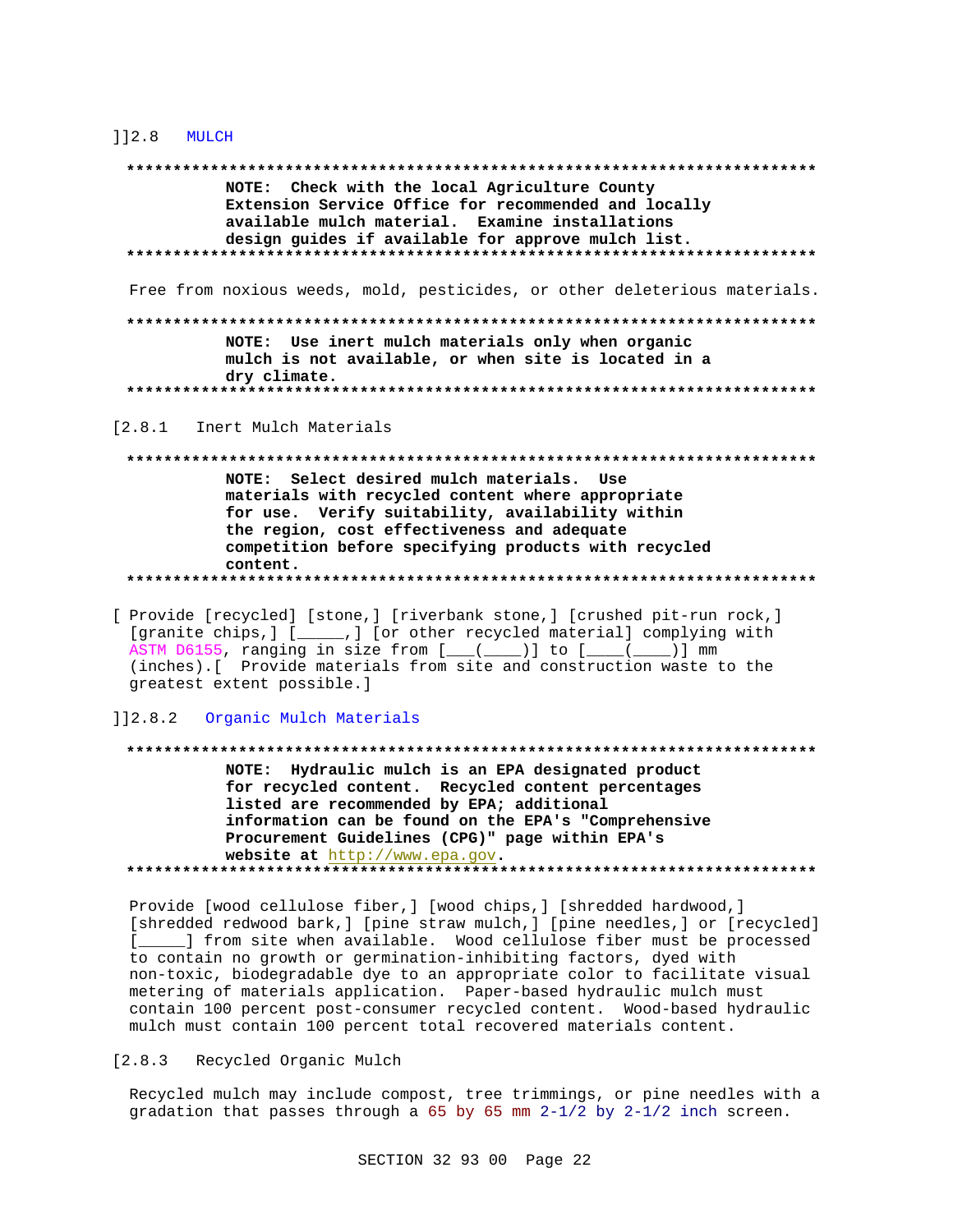]]2.8 MULTCH

**NOTE: Check with the local Agriculture County Extension Service Office for recommended and locally available mulch material. Examine installations design guides if available for approve mulch list.**

Free from noxious weeds, mold, pesticides, or other deleterious materials.

**NOTE: Use inert mulch materials only when organic mulch is not available, or when site is located in a dry climate.**

[2.8.1 Inert Mulch Materials

**NOTE: Select desired mulch materials. Use materials with recycled content where appropriate for use. Verify suitability, availability within the region, cost effectiveness and adequate competition before specifying products with recycled content.**

[ Provide [recycled] [stone,] [riverbank stone,] [crushed pit-run rock,] [granite chips,] [_____,] [or other recycled material] complying with ASTM D6155, ranging in size from [___(____)] to [____(____)] mm (inches).[ Provide materials from site and construction waste to the greatest extent possible.]

]]2.8.2 Organic Mulch Materials

**NOTE: Hydraulic mulch is an EPA designated product for recycled content. Recycled content percentages listed are recommended by EPA; additional information can be found on the EPA's "Comprehensive Procurement Guidelines (CPG)" page within EPA's website at http://www.epa.gov.**

Provide [wood cellulose fiber,] [wood chips,] [shredded hardwood,] [shredded redwood bark,] [pine straw mulch,] [pine needles,] or [recycled] [_____] from site when available. Wood cellulose fiber must be processed to contain no growth or germination-inhibiting factors, dyed with non-toxic, biodegradable dye to an appropriate color to facilitate visual metering of materials application. Paper-based hydraulic mulch must contain 100 percent post-consumer recycled content. Wood-based hydraulic mulch must contain 100 percent total recovered materials content.

[2.8.3 Recycled Organic Mulch

Recycled mulch may include compost, tree trimmings, or pine needles with a gradation that passes through a 65 by 65 mm 2-1/2 by 2-1/2 inch screen.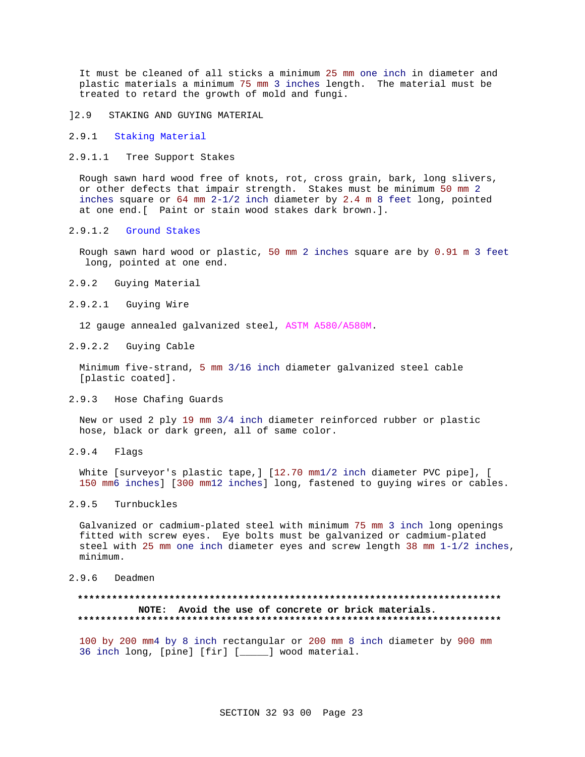It must be cleaned of all sticks a minimum 25 mm one inch in diameter and plastic materials a minimum 75 mm 3 inches length. The material must be treated to retard the growth of mold and fungi.

]2.9 STAKING AND GUYING MATERIAL

### 2.9.1 Staking Material

#### 2.9.1.1 Tree Support Stakes

Rough sawn hard wood free of knots, rot, cross grain, bark, long slivers, or other defects that impair strength. Stakes must be minimum 50 mm 2 inches square or 64 mm 2-1/2 inch diameter by 2.4 m 8 feet long, pointed at one end.[ Paint or stain wood stakes dark brown.].

#### 2.9.1.2 Ground Stakes

Rough sawn hard wood or plastic, 50 mm 2 inches square are by 0.91 m 3 feet long, pointed at one end.

### 2.9.2 Guying Material

#### 2.9.2.1 Guying Wire

12 gauge annealed galvanized steel, ASTM A580/A580M.

#### 2.9.2.2 Guying Cable

Minimum five-strand, 5 mm 3/16 inch diameter galvanized steel cable [plastic coated].

### 2.9.3 Hose Chafing Guards

New or used 2 ply 19 mm 3/4 inch diameter reinforced rubber or plastic hose, black or dark green, all of same color.

### 2.9.4 Flags

White [surveyor's plastic tape,] [12.70 mm1/2 inch diameter PVC pipe], [ 150 mm6 inches] [300 mm12 inches] long, fastened to guying wires or cables.

### 2.9.5 Turnbuckles

Galvanized or cadmium-plated steel with minimum 75 mm 3 inch long openings fitted with screw eyes. Eye bolts must be galvanized or cadmium-plated steel with 25 mm one inch diameter eyes and screw length 38 mm 1-1/2 inches, minimum.

### 2.9.6 Deadmen

**************************************************************************

**NOTE: Avoid the use of concrete or brick materials.**

**************************************************************************

100 by 200 mm4 by 8 inch rectangular or 200 mm 8 inch diameter by 900 mm 36 inch long, [pine] [fir] [_____] wood material.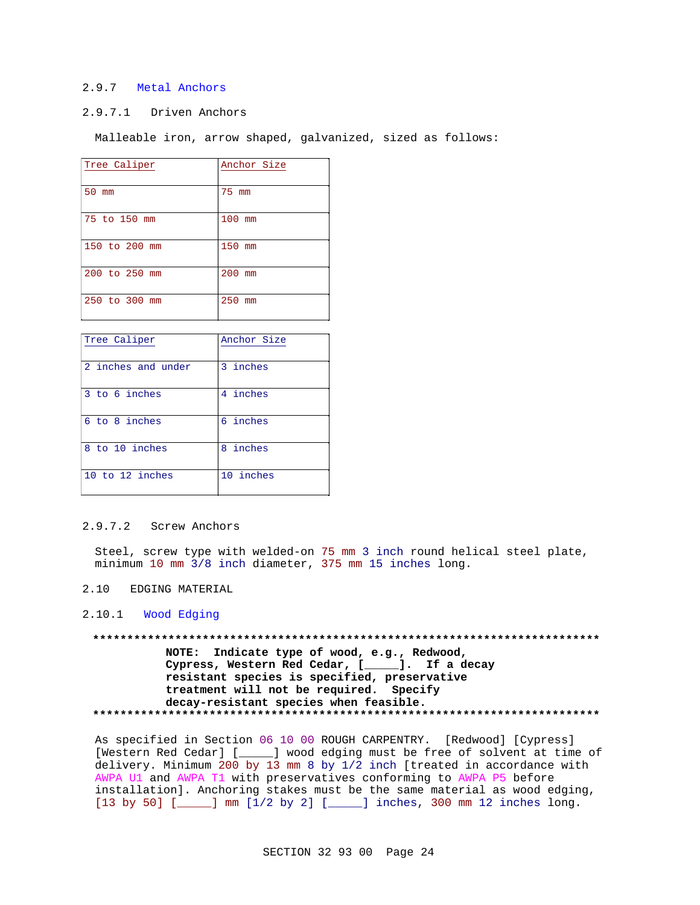#### 2.9.7 Metal Anchors

##### 2.9.7.1 Driven Anchors

Malleable iron, arrow shaped, galvanized, sized as follows:

| Tree Caliper | Anchor Size |
|---|---|
| 50 mm | 75 mm |
| 75 to 150 mm | 100 mm |
| 150 to 200 mm | 150 mm |
| 200 to 250 mm | 200 mm |
| 250 to 300 mm | 250 mm |

| Tree Caliper | Anchor Size |
|---|---|
| 2 inches and under | 3 inches |
| 3 to 6 inches | 4 inches |
| 6 to 8 inches | 6 inches |
| 8 to 10 inches | 8 inches |
| 10 to 12 inches | 10 inches |

##### 2.9.7.2 Screw Anchors

Steel, screw type with welded-on 75 mm 3 inch round helical steel plate, minimum 10 mm 3/8 inch diameter, 375 mm 15 inches long.

### 2.10 EDGING MATERIAL

#### 2.10.1 Wood Edging

**************************************************************************

**NOTE: Indicate type of wood, e.g., Redwood, Cypress, Western Red Cedar, [_____]. If a decay resistant species is specified, preservative treatment will not be required. Specify decay-resistant species when feasible.**

**************************************************************************

As specified in Section 06 10 00 ROUGH CARPENTRY. [Redwood] [Cypress] [Western Red Cedar] [_____] wood edging must be free of solvent at time of delivery. Minimum 200 by 13 mm 8 by 1/2 inch [treated in accordance with AWPA U1 and AWPA T1 with preservatives conforming to AWPA P5 before installation]. Anchoring stakes must be the same material as wood edging, [13 by 50] [_____] mm [1/2 by 2] [_____] inches, 300 mm 12 inches long.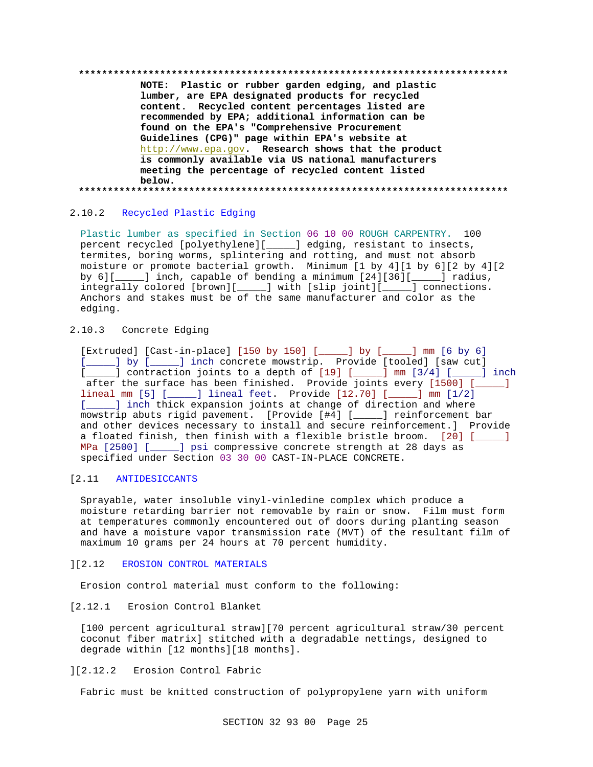**************************************************************************

**NOTE: Plastic or rubber garden edging, and plastic lumber, are EPA designated products for recycled content. Recycled content percentages listed are recommended by EPA; additional information can be found on the EPA's "Comprehensive Procurement Guidelines (CPG)" page within EPA's website at http://www.epa.gov. Research shows that the product is commonly available via US national manufacturers meeting the percentage of recycled content listed below.**

**************************************************************************

2.10.2 Recycled Plastic Edging

Plastic lumber as specified in Section 06 10 00 ROUGH CARPENTRY. 100 percent recycled [polyethylene][_____] edging, resistant to insects, termites, boring worms, splintering and rotting, and must not absorb moisture or promote bacterial growth. Minimum [1 by 4][1 by 6][2 by 4][2 by 6][_____] inch, capable of bending a minimum [24][36][_____] radius, integrally colored [brown][_____] with [slip joint][_____] connections. Anchors and stakes must be of the same manufacturer and color as the edging.

2.10.3 Concrete Edging

[Extruded] [Cast-in-place] [150 by 150] [_____] by [_____] mm [6 by 6] [_____] by [_____] inch concrete mowstrip. Provide [tooled] [saw cut] [_____] contraction joints to a depth of [19] [_____] mm [3/4] [_____] inch after the surface has been finished. Provide joints every [1500] [_____] lineal mm [5] [_____] lineal feet. Provide [12.70] [_____] mm [1/2] [_____] inch thick expansion joints at change of direction and where mowstrip abuts rigid pavement. [Provide [#4] [_____] reinforcement bar and other devices necessary to install and secure reinforcement.] Provide a floated finish, then finish with a flexible bristle broom. [20] [_____] MPa [2500] [_____] psi compressive concrete strength at 28 days as specified under Section 03 30 00 CAST-IN-PLACE CONCRETE.

[2.11 ANTIDESICCANTS

Sprayable, water insoluble vinyl-vinledine complex which produce a moisture retarding barrier not removable by rain or snow. Film must form at temperatures commonly encountered out of doors during planting season and have a moisture vapor transmission rate (MVT) of the resultant film of maximum 10 grams per 24 hours at 70 percent humidity.

][2.12 EROSION CONTROL MATERIALS

Erosion control material must conform to the following:

[2.12.1 Erosion Control Blanket

[100 percent agricultural straw][70 percent agricultural straw/30 percent coconut fiber matrix] stitched with a degradable nettings, designed to degrade within [12 months][18 months].

][2.12.2 Erosion Control Fabric

Fabric must be knitted construction of polypropylene yarn with uniform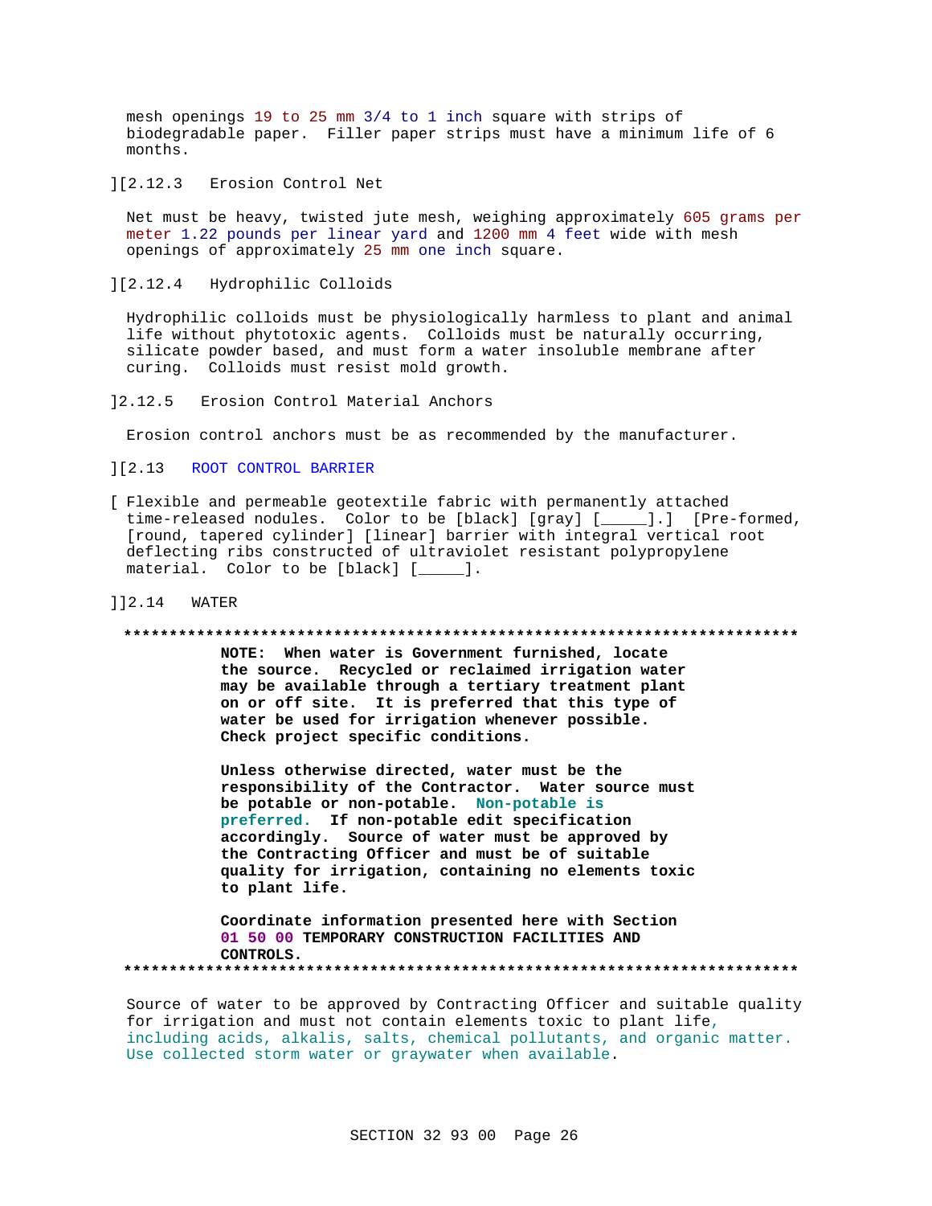mesh openings 19 to 25 mm 3/4 to 1 inch square with strips of biodegradable paper. Filler paper strips must have a minimum life of 6 months.

][2.12.3 Erosion Control Net

Net must be heavy, twisted jute mesh, weighing approximately 605 grams per meter 1.22 pounds per linear yard and 1200 mm 4 feet wide with mesh openings of approximately 25 mm one inch square.

][2.12.4 Hydrophilic Colloids

Hydrophilic colloids must be physiologically harmless to plant and animal life without phytotoxic agents. Colloids must be naturally occurring, silicate powder based, and must form a water insoluble membrane after curing. Colloids must resist mold growth.

]2.12.5 Erosion Control Material Anchors

Erosion control anchors must be as recommended by the manufacturer.

][2.13 ROOT CONTROL BARRIER

[ Flexible and permeable geotextile fabric with permanently attached time-released nodules. Color to be [black] [gray] [_____].] [Pre-formed, [round, tapered cylinder] [linear] barrier with integral vertical root deflecting ribs constructed of ultraviolet resistant polypropylene material. Color to be [black] [_____].

]]2.14 WATER

**************************************************************************

**NOTE: When water is Government furnished, locate the source. Recycled or reclaimed irrigation water may be available through a tertiary treatment plant on or off site. It is preferred that this type of water be used for irrigation whenever possible. Check project specific conditions.**

**Unless otherwise directed, water must be the responsibility of the Contractor. Water source must be potable or non-potable. Non-potable is preferred. If non-potable edit specification accordingly. Source of water must be approved by the Contracting Officer and must be of suitable quality for irrigation, containing no elements toxic to plant life.**

**Coordinate information presented here with Section 01 50 00 TEMPORARY CONSTRUCTION FACILITIES AND CONTROLS.**

**************************************************************************

Source of water to be approved by Contracting Officer and suitable quality for irrigation and must not contain elements toxic to plant life, including acids, alkalis, salts, chemical pollutants, and organic matter. Use collected storm water or graywater when available.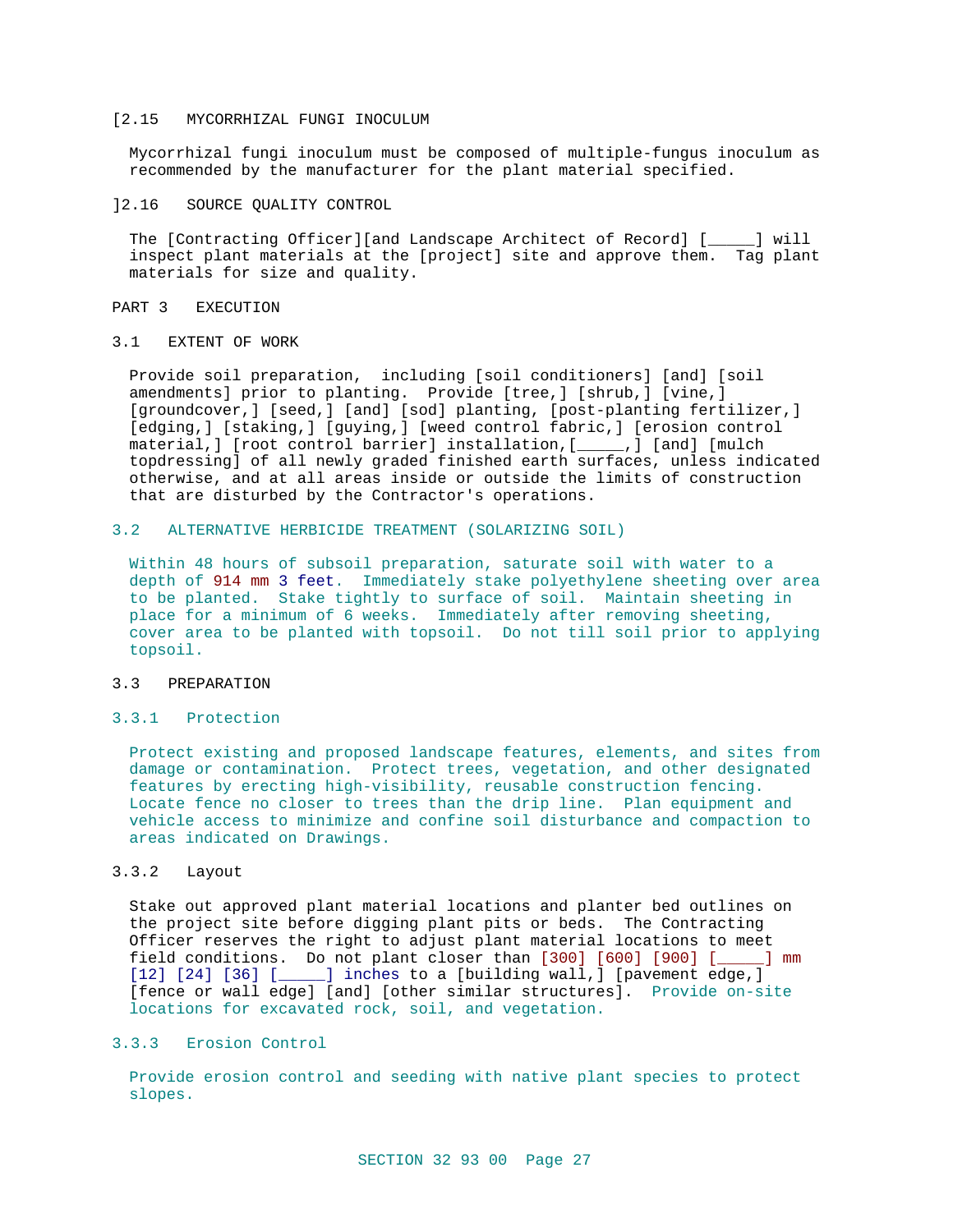[2.15 MYCORRHIZAL FUNGI INOCULUM

Mycorrhizal fungi inoculum must be composed of multiple-fungus inoculum as recommended by the manufacturer for the plant material specified.

]2.16 SOURCE QUALITY CONTROL

The [Contracting Officer][and Landscape Architect of Record] [_____] will inspect plant materials at the [project] site and approve them. Tag plant materials for size and quality.

# PART 3 EXECUTION

## 3.1 EXTENT OF WORK

Provide soil preparation, including [soil conditioners] [and] [soil amendments] prior to planting. Provide [tree,] [shrub,] [vine,] [groundcover,] [seed,] [and] [sod] planting, [post-planting fertilizer,] [edging,] [staking,] [guying,] [weed control fabric,] [erosion control material,] [root control barrier] installation,[_____,] [and] [mulch topdressing] of all newly graded finished earth surfaces, unless indicated otherwise, and at all areas inside or outside the limits of construction that are disturbed by the Contractor's operations.

## 3.2 ALTERNATIVE HERBICIDE TREATMENT (SOLARIZING SOIL)

Within 48 hours of subsoil preparation, saturate soil with water to a depth of 914 mm 3 feet. Immediately stake polyethylene sheeting over area to be planted. Stake tightly to surface of soil. Maintain sheeting in place for a minimum of 6 weeks. Immediately after removing sheeting, cover area to be planted with topsoil. Do not till soil prior to applying topsoil.

## 3.3 PREPARATION

### 3.3.1 Protection

Protect existing and proposed landscape features, elements, and sites from damage or contamination. Protect trees, vegetation, and other designated features by erecting high-visibility, reusable construction fencing. Locate fence no closer to trees than the drip line. Plan equipment and vehicle access to minimize and confine soil disturbance and compaction to areas indicated on Drawings.

### 3.3.2 Layout

Stake out approved plant material locations and planter bed outlines on the project site before digging plant pits or beds. The Contracting Officer reserves the right to adjust plant material locations to meet field conditions. Do not plant closer than [300] [600] [900] [_____] mm [12] [24] [36] [_____] inches to a [building wall,] [pavement edge,] [fence or wall edge] [and] [other similar structures]. Provide on-site locations for excavated rock, soil, and vegetation.

### 3.3.3 Erosion Control

Provide erosion control and seeding with native plant species to protect slopes.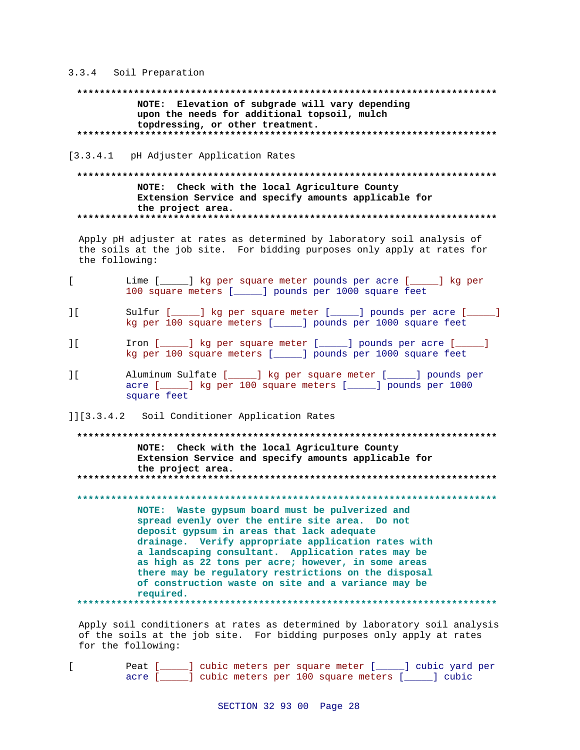3.3.4 Soil Preparation

**************************************************************************

**NOTE: Elevation of subgrade will vary depending upon the needs for additional topsoil, mulch topdressing, or other treatment.**

**************************************************************************

[3.3.4.1 pH Adjuster Application Rates

**************************************************************************

**NOTE: Check with the local Agriculture County Extension Service and specify amounts applicable for the project area.**

**************************************************************************

Apply pH adjuster at rates as determined by laboratory soil analysis of the soils at the job site. For bidding purposes only apply at rates for the following:

[ Lime [_____] kg per square meter pounds per acre [_____] kg per 100 square meters [_____] pounds per 1000 square feet

][ Sulfur [_____] kg per square meter [_____] pounds per acre [_____] kg per 100 square meters [_____] pounds per 1000 square feet

][ Iron [_____] kg per square meter [_____] pounds per acre [_____] kg per 100 square meters [_____] pounds per 1000 square feet

][ Aluminum Sulfate [_____] kg per square meter [_____] pounds per acre [_____] kg per 100 square meters [_____] pounds per 1000 square feet

]][3.3.4.2 Soil Conditioner Application Rates

**************************************************************************

**NOTE: Check with the local Agriculture County Extension Service and specify amounts applicable for the project area.**

**************************************************************************

**************************************************************************

**NOTE: Waste gypsum board must be pulverized and spread evenly over the entire site area. Do not deposit gypsum in areas that lack adequate drainage. Verify appropriate application rates with a landscaping consultant. Application rates may be as high as 22 tons per acre; however, in some areas there may be regulatory restrictions on the disposal of construction waste on site and a variance may be required.**

**************************************************************************

Apply soil conditioners at rates as determined by laboratory soil analysis of the soils at the job site. For bidding purposes only apply at rates for the following:

[ Peat [_____] cubic meters per square meter [_____] cubic yard per acre [_____] cubic meters per 100 square meters [_____] cubic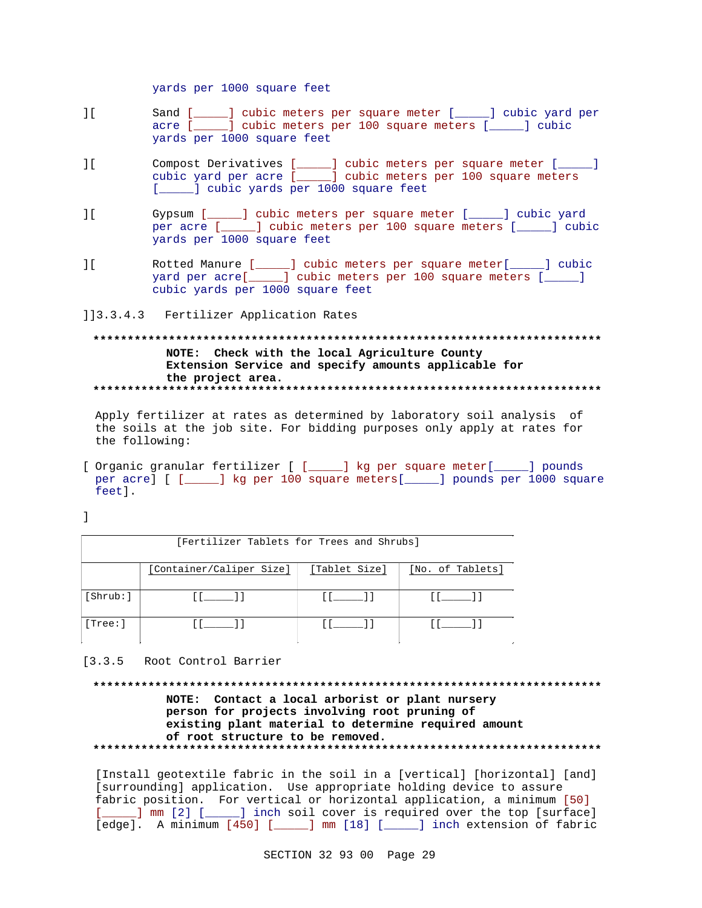yards per 1000 square feet

][ Sand [_____] cubic meters per square meter [_____] cubic yard per acre [_____] cubic meters per 100 square meters [_____] cubic yards per 1000 square feet

][ Compost Derivatives [_____] cubic meters per square meter [_____] cubic yard per acre [_____] cubic meters per 100 square meters [_____] cubic yards per 1000 square feet

][ Gypsum [_____] cubic meters per square meter [_____] cubic yard per acre [_____] cubic meters per 100 square meters [_____] cubic yards per 1000 square feet

][ Rotted Manure [_____] cubic meters per square meter[_____] cubic yard per acre[_____] cubic meters per 100 square meters [_____] cubic yards per 1000 square feet

]]3.3.4.3 Fertilizer Application Rates

**************************************************************************
**NOTE: Check with the local Agriculture County Extension Service and specify amounts applicable for the project area.**
**************************************************************************

Apply fertilizer at rates as determined by laboratory soil analysis of the soils at the job site. For bidding purposes only apply at rates for the following:

[ Organic granular fertilizer [ [_____] kg per square meter[_____] pounds per acre] [ [_____] kg per 100 square meters[_____] pounds per 1000 square feet].

]

| [Fertilizer Tablets for Trees and Shrubs] | | | |
|---|---|---|---|
| | [Container/Caliper Size] | [Tablet Size] | [No. of Tablets] |
| [Shrub:] | [[_____]] | [[_____]] | [[_____]] |
| [Tree:] | [[_____]] | [[_____]] | [[_____]] |

[3.3.5 Root Control Barrier

**************************************************************************
**NOTE: Contact a local arborist or plant nursery person for projects involving root pruning of existing plant material to determine required amount of root structure to be removed.**
**************************************************************************

[Install geotextile fabric in the soil in a [vertical] [horizontal] [and] [surrounding] application. Use appropriate holding device to assure fabric position. For vertical or horizontal application, a minimum [50] [_____] mm [2] [_____] inch soil cover is required over the top [surface] [edge]. A minimum [450] [_____] mm [18] [_____] inch extension of fabric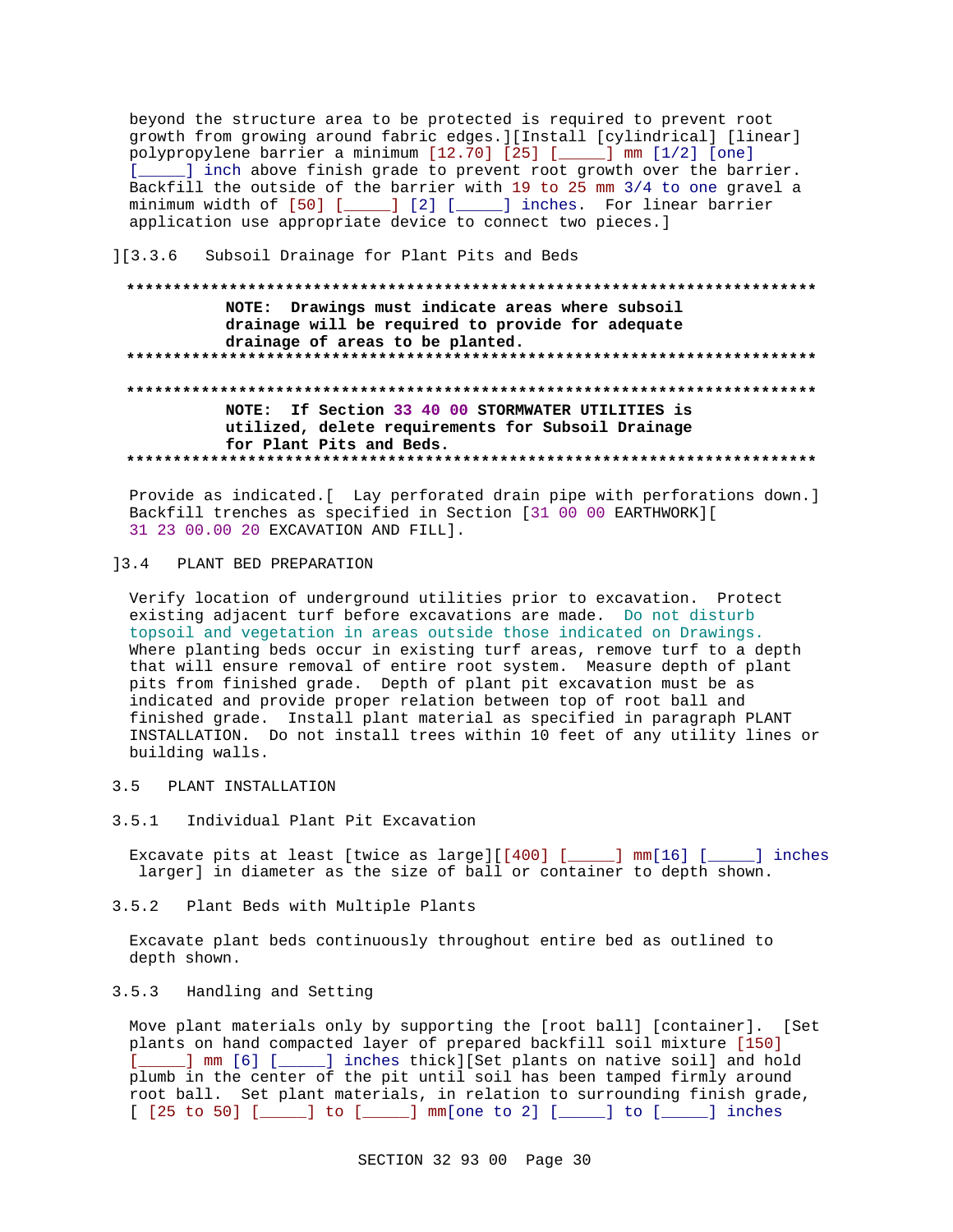beyond the structure area to be protected is required to prevent root growth from growing around fabric edges.][Install [cylindrical] [linear] polypropylene barrier a minimum [12.70] [25] [_____] mm [1/2] [one] [_____] inch above finish grade to prevent root growth over the barrier. Backfill the outside of the barrier with 19 to 25 mm 3/4 to one gravel a minimum width of [50] [_____] [2] [_____] inches. For linear barrier application use appropriate device to connect two pieces.]

][3.3.6 Subsoil Drainage for Plant Pits and Beds

**************************************************************************

**NOTE: Drawings must indicate areas where subsoil drainage will be required to provide for adequate drainage of areas to be planted.**

**************************************************************************

**************************************************************************

**NOTE: If Section 33 40 00 STORMWATER UTILITIES is utilized, delete requirements for Subsoil Drainage for Plant Pits and Beds.**

**************************************************************************

Provide as indicated.[ Lay perforated drain pipe with perforations down.] Backfill trenches as specified in Section [31 00 00 EARTHWORK][ 31 23 00.00 20 EXCAVATION AND FILL].

]3.4 PLANT BED PREPARATION

Verify location of underground utilities prior to excavation. Protect existing adjacent turf before excavations are made. Do not disturb topsoil and vegetation in areas outside those indicated on Drawings. Where planting beds occur in existing turf areas, remove turf to a depth that will ensure removal of entire root system. Measure depth of plant pits from finished grade. Depth of plant pit excavation must be as indicated and provide proper relation between top of root ball and finished grade. Install plant material as specified in paragraph PLANT INSTALLATION. Do not install trees within 10 feet of any utility lines or building walls.

## 3.5 PLANT INSTALLATION

### 3.5.1 Individual Plant Pit Excavation

Excavate pits at least [twice as large][[400] [_____] mm[16] [_____] inches larger] in diameter as the size of ball or container to depth shown.

### 3.5.2 Plant Beds with Multiple Plants

Excavate plant beds continuously throughout entire bed as outlined to depth shown.

### 3.5.3 Handling and Setting

Move plant materials only by supporting the [root ball] [container]. [Set plants on hand compacted layer of prepared backfill soil mixture [150] [_____] mm [6] [_____] inches thick][Set plants on native soil] and hold plumb in the center of the pit until soil has been tamped firmly around root ball. Set plant materials, in relation to surrounding finish grade, [ [25 to 50] [_____] to [_____] mm[one to 2] [_____] to [_____] inches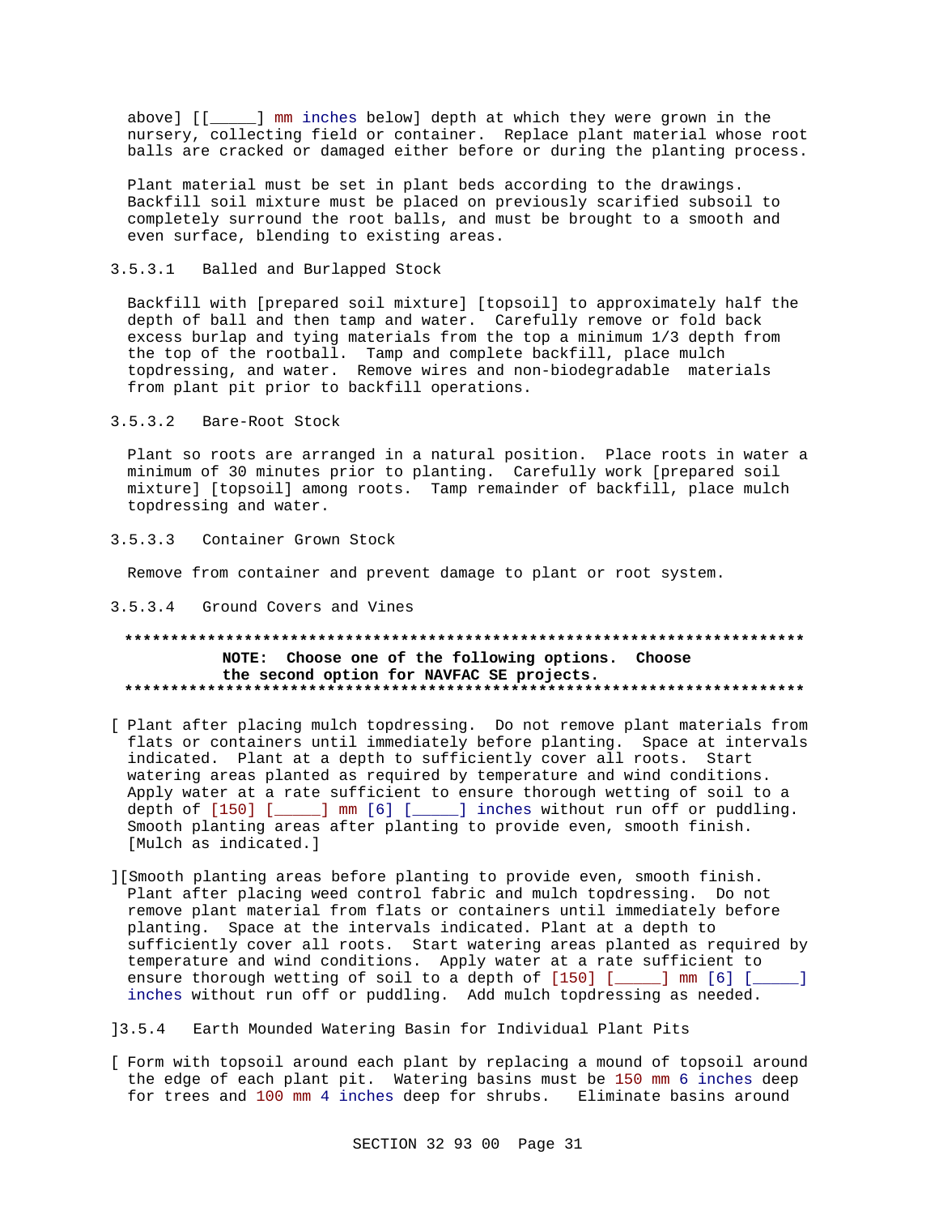above] [[_____] mm inches below] depth at which they were grown in the nursery, collecting field or container. Replace plant material whose root balls are cracked or damaged either before or during the planting process.

Plant material must be set in plant beds according to the drawings. Backfill soil mixture must be placed on previously scarified subsoil to completely surround the root balls, and must be brought to a smooth and even surface, blending to existing areas.

#### 3.5.3.1 Balled and Burlapped Stock

Backfill with [prepared soil mixture] [topsoil] to approximately half the depth of ball and then tamp and water. Carefully remove or fold back excess burlap and tying materials from the top a minimum 1/3 depth from the top of the rootball. Tamp and complete backfill, place mulch topdressing, and water. Remove wires and non-biodegradable materials from plant pit prior to backfill operations.

#### 3.5.3.2 Bare-Root Stock

Plant so roots are arranged in a natural position. Place roots in water a minimum of 30 minutes prior to planting. Carefully work [prepared soil mixture] [topsoil] among roots. Tamp remainder of backfill, place mulch topdressing and water.

#### 3.5.3.3 Container Grown Stock

Remove from container and prevent damage to plant or root system.

#### 3.5.3.4 Ground Covers and Vines

**************************************************************************
**NOTE: Choose one of the following options. Choose the second option for NAVFAC SE projects.**
**************************************************************************

[ Plant after placing mulch topdressing. Do not remove plant materials from flats or containers until immediately before planting. Space at intervals indicated. Plant at a depth to sufficiently cover all roots. Start watering areas planted as required by temperature and wind conditions. Apply water at a rate sufficient to ensure thorough wetting of soil to a depth of [150] [_____] mm [6] [_____] inches without run off or puddling. Smooth planting areas after planting to provide even, smooth finish. [Mulch as indicated.]

][Smooth planting areas before planting to provide even, smooth finish. Plant after placing weed control fabric and mulch topdressing. Do not remove plant material from flats or containers until immediately before planting. Space at the intervals indicated. Plant at a depth to sufficiently cover all roots. Start watering areas planted as required by temperature and wind conditions. Apply water at a rate sufficient to ensure thorough wetting of soil to a depth of [150] [_____] mm [6] [_____] inches without run off or puddling. Add mulch topdressing as needed.

]3.5.4 Earth Mounded Watering Basin for Individual Plant Pits

[ Form with topsoil around each plant by replacing a mound of topsoil around the edge of each plant pit. Watering basins must be 150 mm 6 inches deep for trees and 100 mm 4 inches deep for shrubs. Eliminate basins around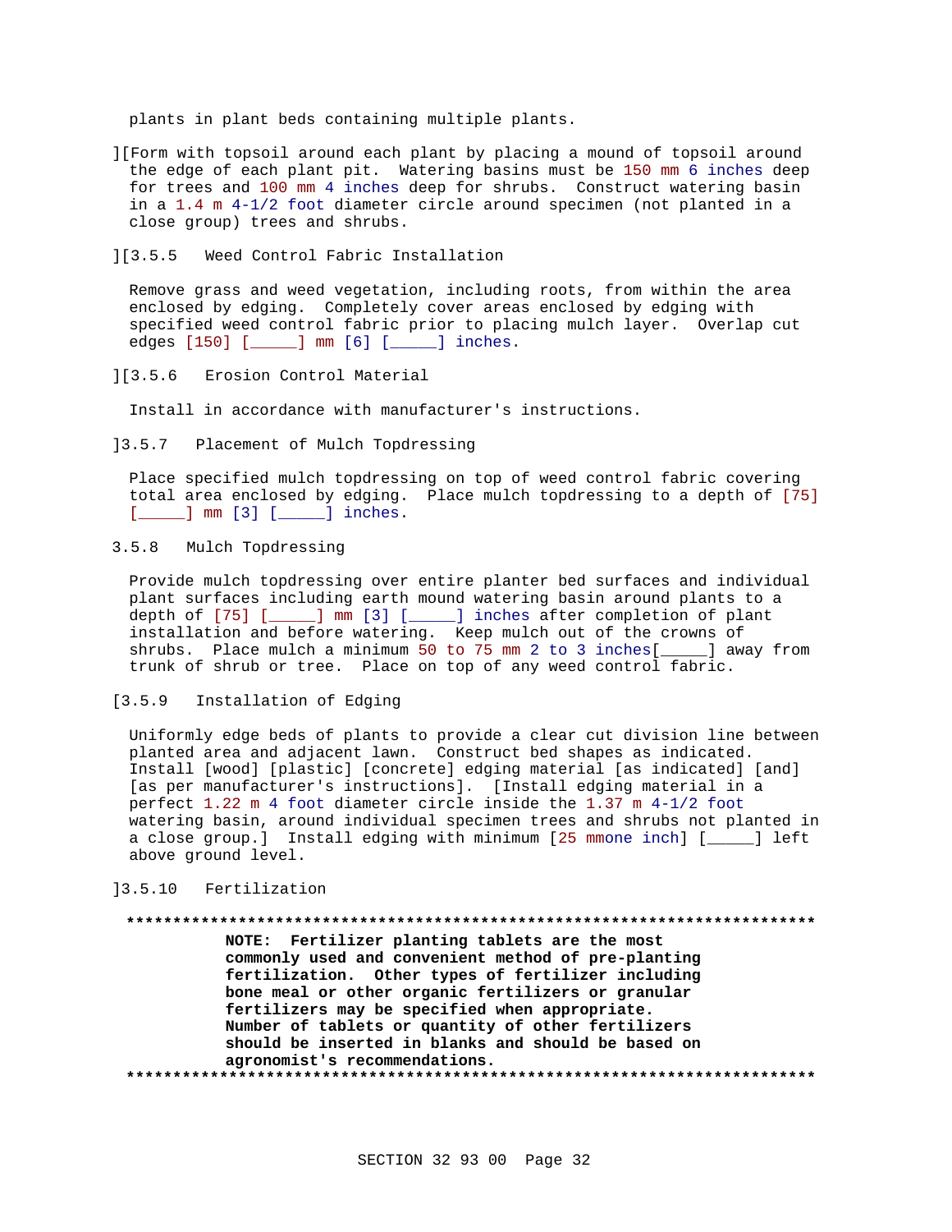plants in plant beds containing multiple plants.

][Form with topsoil around each plant by placing a mound of topsoil around the edge of each plant pit. Watering basins must be 150 mm 6 inches deep for trees and 100 mm 4 inches deep for shrubs. Construct watering basin in a 1.4 m 4-1/2 foot diameter circle around specimen (not planted in a close group) trees and shrubs.

][3.5.5 Weed Control Fabric Installation

Remove grass and weed vegetation, including roots, from within the area enclosed by edging. Completely cover areas enclosed by edging with specified weed control fabric prior to placing mulch layer. Overlap cut edges [150] [_____] mm [6] [_____] inches.

][3.5.6 Erosion Control Material

Install in accordance with manufacturer's instructions.

]3.5.7 Placement of Mulch Topdressing

Place specified mulch topdressing on top of weed control fabric covering total area enclosed by edging. Place mulch topdressing to a depth of [75] [_____] mm [3] [_____] inches.

3.5.8 Mulch Topdressing

Provide mulch topdressing over entire planter bed surfaces and individual plant surfaces including earth mound watering basin around plants to a depth of [75] [_____] mm [3] [_____] inches after completion of plant installation and before watering. Keep mulch out of the crowns of shrubs. Place mulch a minimum 50 to 75 mm 2 to 3 inches[_____] away from trunk of shrub or tree. Place on top of any weed control fabric.

[3.5.9 Installation of Edging

Uniformly edge beds of plants to provide a clear cut division line between planted area and adjacent lawn. Construct bed shapes as indicated. Install [wood] [plastic] [concrete] edging material [as indicated] [and] [as per manufacturer's instructions]. [Install edging material in a perfect 1.22 m 4 foot diameter circle inside the 1.37 m 4-1/2 foot watering basin, around individual specimen trees and shrubs not planted in a close group.] Install edging with minimum [25 mmone inch] [_____] left above ground level.

]3.5.10 Fertilization

**************************************************************************

**NOTE: Fertilizer planting tablets are the most commonly used and convenient method of pre-planting fertilization. Other types of fertilizer including bone meal or other organic fertilizers or granular fertilizers may be specified when appropriate. Number of tablets or quantity of other fertilizers should be inserted in blanks and should be based on agronomist's recommendations.**

**************************************************************************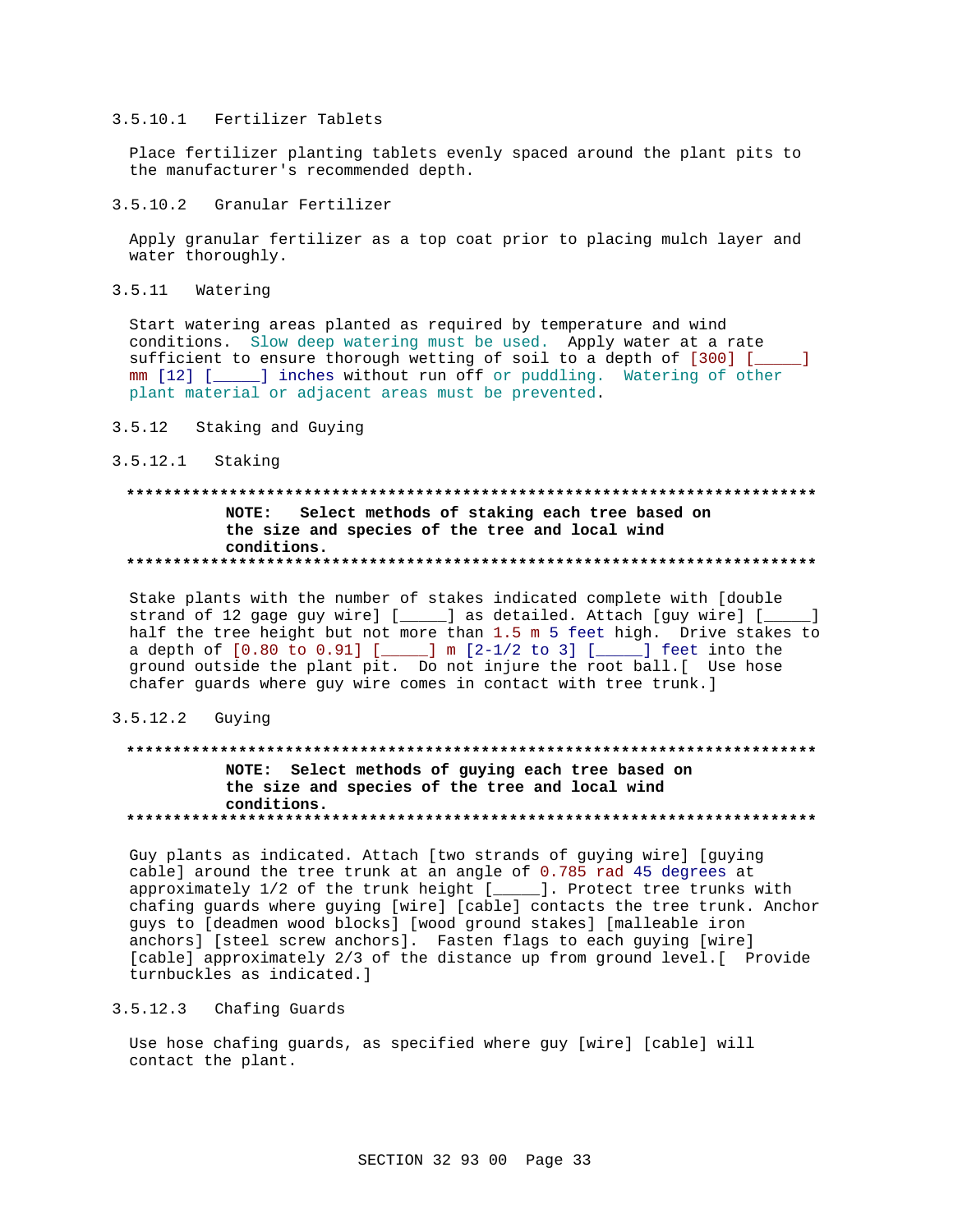#### 3.5.10.1 Fertilizer Tablets

Place fertilizer planting tablets evenly spaced around the plant pits to the manufacturer's recommended depth.

#### 3.5.10.2 Granular Fertilizer

Apply granular fertilizer as a top coat prior to placing mulch layer and water thoroughly.

### 3.5.11 Watering

Start watering areas planted as required by temperature and wind conditions. Slow deep watering must be used. Apply water at a rate sufficient to ensure thorough wetting of soil to a depth of [300] [_____] mm [12] [_____] inches without run off or puddling. Watering of other plant material or adjacent areas must be prevented.

### 3.5.12 Staking and Guying

#### 3.5.12.1 Staking

**************************************************************************

**NOTE: Select methods of staking each tree based on the size and species of the tree and local wind conditions.**

**************************************************************************

Stake plants with the number of stakes indicated complete with [double strand of 12 gage guy wire] [_____] as detailed. Attach [guy wire] [_____] half the tree height but not more than 1.5 m 5 feet high. Drive stakes to a depth of [0.80 to 0.91] [_____] m [2-1/2 to 3] [_____] feet into the ground outside the plant pit. Do not injure the root ball.[ Use hose chafer guards where guy wire comes in contact with tree trunk.]

#### 3.5.12.2 Guying

**************************************************************************

**NOTE: Select methods of guying each tree based on the size and species of the tree and local wind conditions.**

**************************************************************************

Guy plants as indicated. Attach [two strands of guying wire] [guying cable] around the tree trunk at an angle of 0.785 rad 45 degrees at approximately 1/2 of the trunk height [_____]. Protect tree trunks with chafing guards where guying [wire] [cable] contacts the tree trunk. Anchor guys to [deadmen wood blocks] [wood ground stakes] [malleable iron anchors] [steel screw anchors]. Fasten flags to each guying [wire] [cable] approximately 2/3 of the distance up from ground level.[ Provide turnbuckles as indicated.]

#### 3.5.12.3 Chafing Guards

Use hose chafing guards, as specified where guy [wire] [cable] will contact the plant.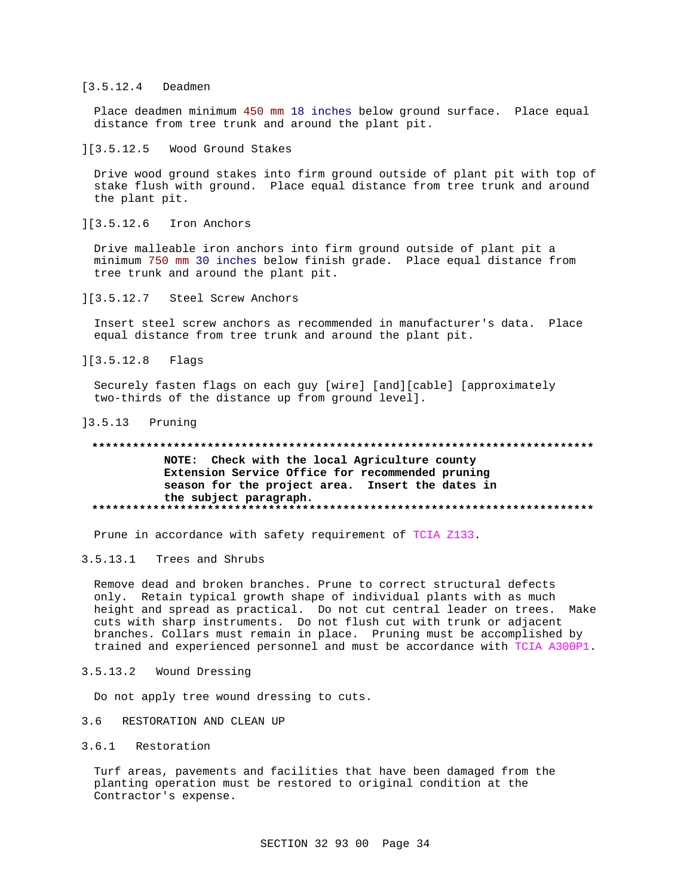[3.5.12.4 Deadmen

Place deadmen minimum 450 mm 18 inches below ground surface. Place equal distance from tree trunk and around the plant pit.

][3.5.12.5 Wood Ground Stakes

Drive wood ground stakes into firm ground outside of plant pit with top of stake flush with ground. Place equal distance from tree trunk and around the plant pit.

][3.5.12.6 Iron Anchors

Drive malleable iron anchors into firm ground outside of plant pit a minimum 750 mm 30 inches below finish grade. Place equal distance from tree trunk and around the plant pit.

][3.5.12.7 Steel Screw Anchors

Insert steel screw anchors as recommended in manufacturer's data. Place equal distance from tree trunk and around the plant pit.

][3.5.12.8 Flags

Securely fasten flags on each guy [wire] [and][cable] [approximately two-thirds of the distance up from ground level].

]3.5.13 Pruning

**************************************************************************

**NOTE: Check with the local Agriculture county Extension Service Office for recommended pruning season for the project area. Insert the dates in the subject paragraph.**

**************************************************************************

Prune in accordance with safety requirement of TCIA Z133.

3.5.13.1 Trees and Shrubs

Remove dead and broken branches. Prune to correct structural defects only. Retain typical growth shape of individual plants with as much height and spread as practical. Do not cut central leader on trees. Make cuts with sharp instruments. Do not flush cut with trunk or adjacent branches. Collars must remain in place. Pruning must be accomplished by trained and experienced personnel and must be accordance with TCIA A300P1.

3.5.13.2 Wound Dressing

Do not apply tree wound dressing to cuts.

3.6 RESTORATION AND CLEAN UP

3.6.1 Restoration

Turf areas, pavements and facilities that have been damaged from the planting operation must be restored to original condition at the Contractor's expense.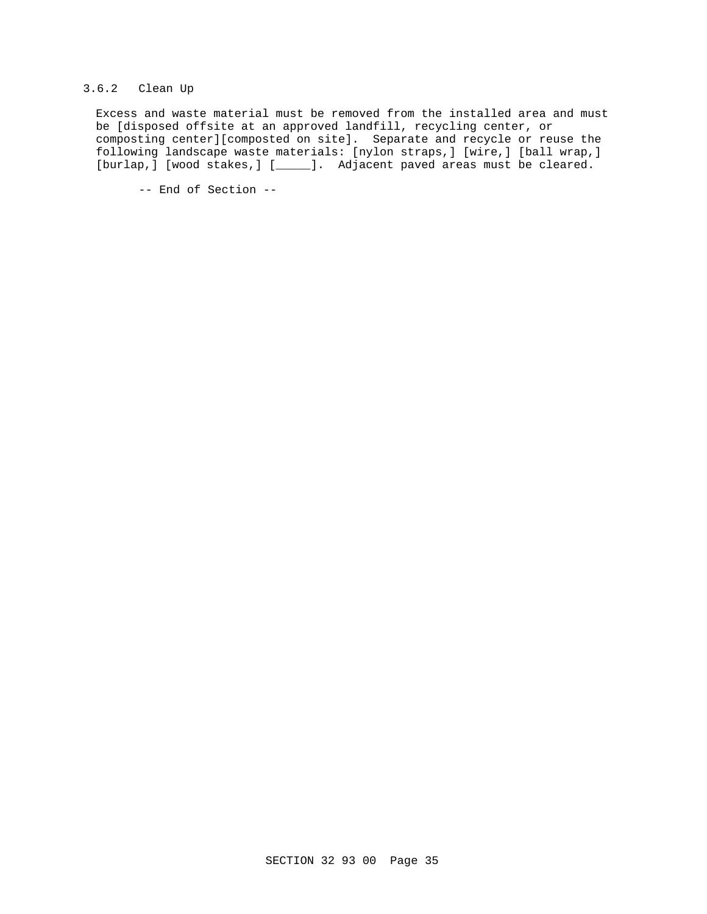### 3.6.2 Clean Up

Excess and waste material must be removed from the installed area and must be [disposed offsite at an approved landfill, recycling center, or composting center][composted on site]. Separate and recycle or reuse the following landscape waste materials: [nylon straps,] [wire,] [ball wrap,] [burlap,] [wood stakes,] [_____]. Adjacent paved areas must be cleared.

-- End of Section --